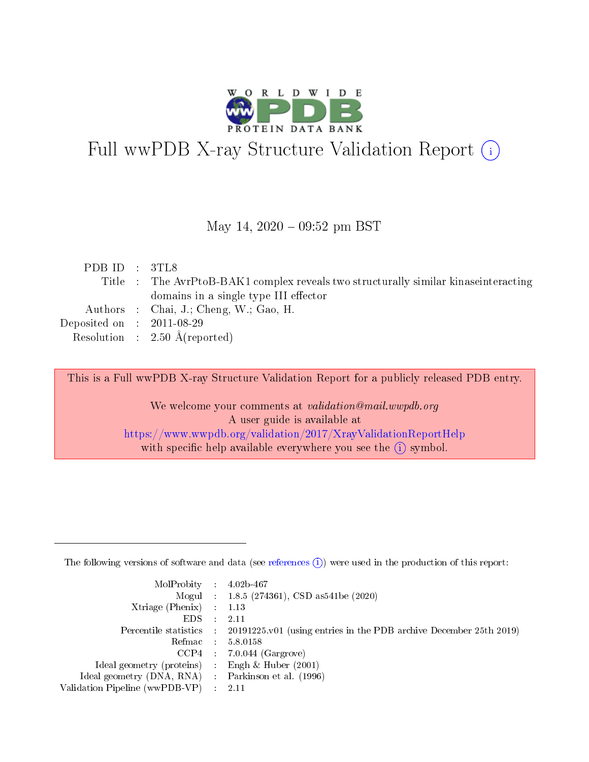# Full wwPDB X-ray Structure Validation Report

May 14, 2020 – 09:52 pm BST

| | | |
|---|---|---|
| PDB ID | : | 3TL8 |
| Title | : | The AvrPtoB-BAK1 complex reveals two structurally similar kinaseinteracting domains in a single type III effector |
| Authors | : | Chai, J.; Cheng, W.; Gao, H. |
| Deposited on | : | 2011-08-29 |
| Resolution | : | 2.50 Å(reported) |

This is a Full wwPDB X-ray Structure Validation Report for a publicly released PDB entry.

We welcome your comments at *validation@mail.wwpdb.org*
A user guide is available at
https://www.wwpdb.org/validation/2017/XrayValidationReportHelp
with specific help available everywhere you see the (i) symbol.

---

The following versions of software and data (see references (i)) were used in the production of this report:

| | | |
|---|---|---|
| MolProbity | : | 4.02b-467 |
| Mogul | : | 1.8.5 (274361), CSD as541be (2020) |
| Xtriage (Phenix) | : | 1.13 |
| EDS | : | 2.11 |
| Percentile statistics | : | 20191225.v01 (using entries in the PDB archive December 25th 2019) |
| Refmac | : | 5.8.0158 |
| CCP4 | : | 7.0.044 (Gargrove) |
| Ideal geometry (proteins) | : | Engh & Huber (2001) |
| Ideal geometry (DNA, RNA) | : | Parkinson et al. (1996) |
| Validation Pipeline (wwPDB-VP) | : | 2.11 |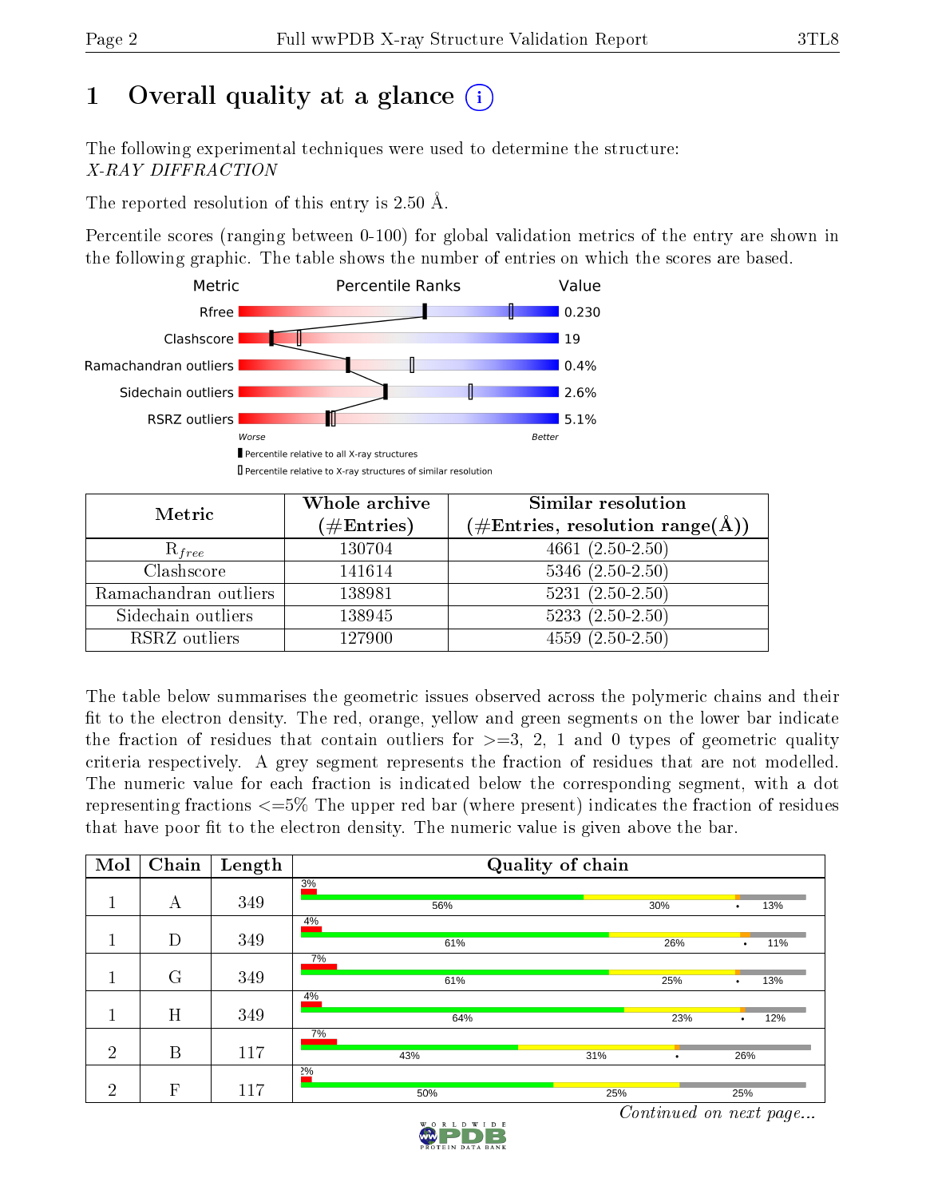# 1 Overall quality at a glance (i)

The following experimental techniques were used to determine the structure:
*X-RAY DIFFRACTION*

The reported resolution of this entry is 2.50 Å.

Percentile scores (ranging between 0-100) for global validation metrics of the entry are shown in the following graphic. The table shows the number of entries on which the scores are based.

| Metric | Value |
|---|---|
| Rfree | 0.230 |
| Clashscore | 19 |
| Ramachandran outliers | 0.4% |
| Sidechain outliers | 2.6% |
| RSRZ outliers | 5.1% |

Worse — Better

■ Percentile relative to all X-ray structures
□ Percentile relative to X-ray structures of similar resolution

| Metric | Whole archive (#Entries) | Similar resolution (#Entries, resolution range(Å)) |
|---|---|---|
| $R_{free}$ | 130704 | 4661 (2.50-2.50) |
| Clashscore | 141614 | 5346 (2.50-2.50) |
| Ramachandran outliers | 138981 | 5231 (2.50-2.50) |
| Sidechain outliers | 138945 | 5233 (2.50-2.50) |
| RSRZ outliers | 127900 | 4559 (2.50-2.50) |

The table below summarises the geometric issues observed across the polymeric chains and their fit to the electron density. The red, orange, yellow and green segments on the lower bar indicate the fraction of residues that contain outliers for >=3, 2, 1 and 0 types of geometric quality criteria respectively. A grey segment represents the fraction of residues that are not modelled. The numeric value for each fraction is indicated below the corresponding segment, with a dot representing fractions <=5% The upper red bar (where present) indicates the fraction of residues that have poor fit to the electron density. The numeric value is given above the bar.

| Mol | Chain | Length | Quality of chain |
|---|---|---|---|
| 1 | A | 349 | 3% / 56% / 30% / • / 13% |
| 1 | D | 349 | 4% / 61% / 26% / • / 11% |
| 1 | G | 349 | 7% / 61% / 25% / • / 13% |
| 1 | H | 349 | 4% / 64% / 23% / • / 12% |
| 2 | B | 117 | 7% / 43% / 31% / • / 26% |
| 2 | F | 117 | 2% / 50% / 25% / 25% |

*Continued on next page...*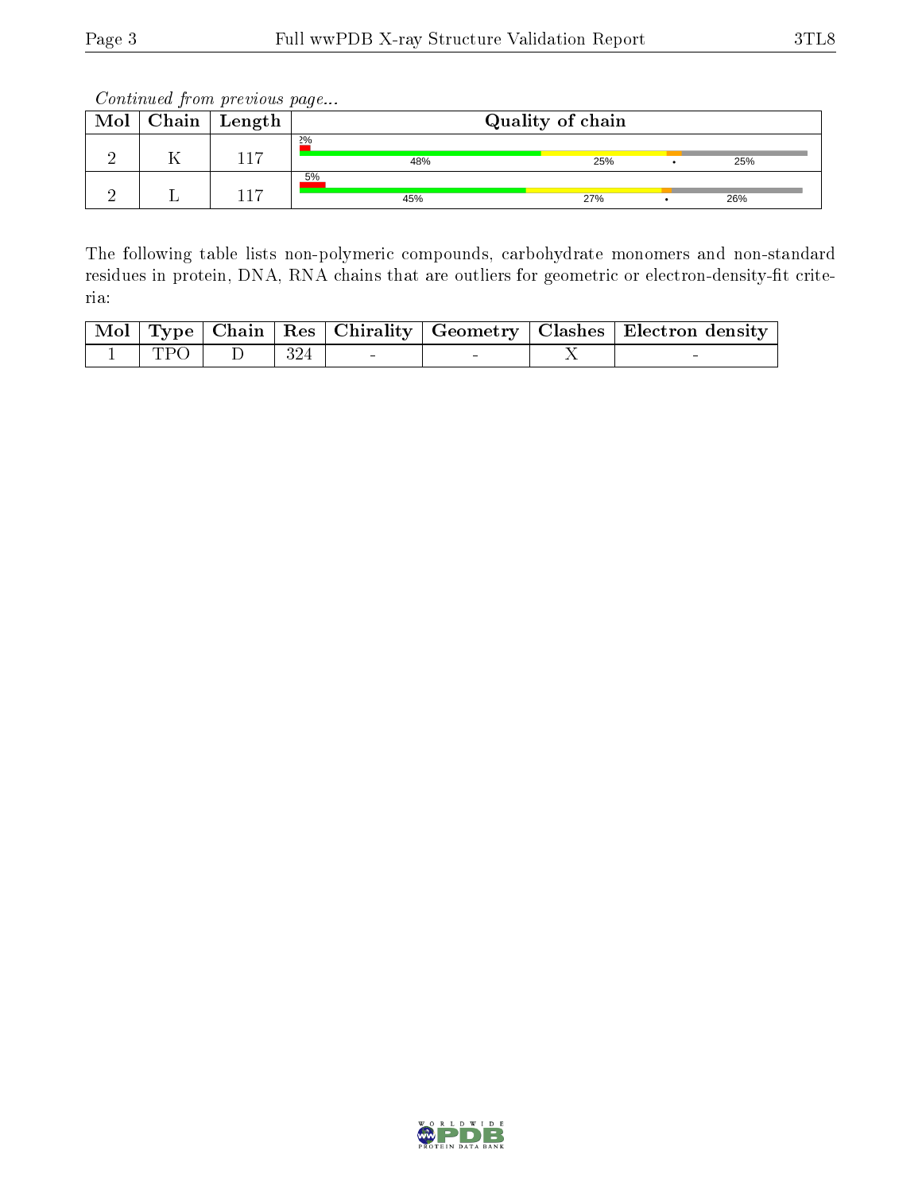*Continued from previous page...*

| Mol | Chain | Length | Quality of chain |
|---|---|---|---|
| 2 | K | 117 | 2% / 48% / 25% / • / 25% |
| 2 | L | 117 | 5% / 45% / 27% / • / 26% |

The following table lists non-polymeric compounds, carbohydrate monomers and non-standard residues in protein, DNA, RNA chains that are outliers for geometric or electron-density-fit criteria:

| Mol | Type | Chain | Res | Chirality | Geometry | Clashes | Electron density |
|---|---|---|---|---|---|---|---|
| 1 | TPO | D | 324 | - | - | X | - |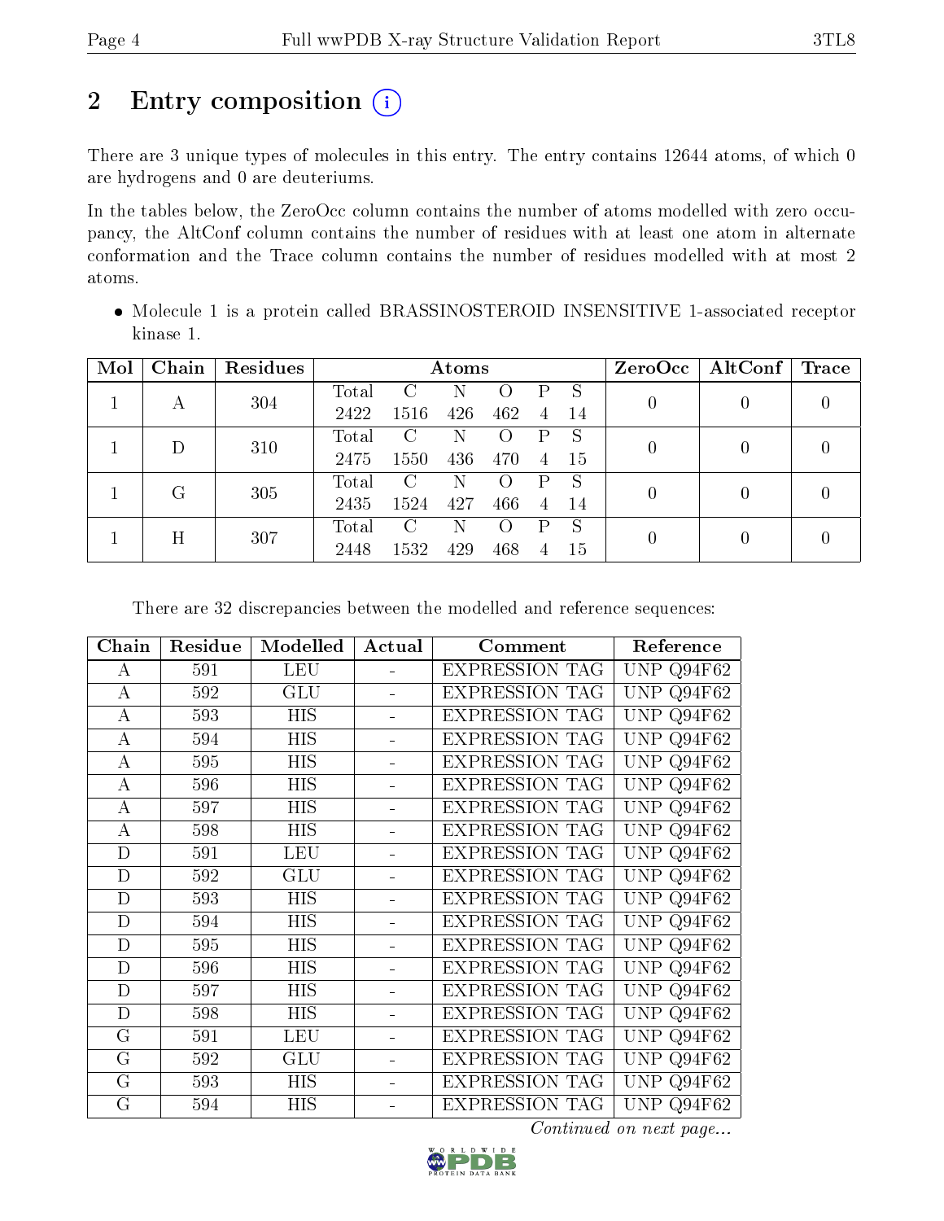# 2 Entry composition

There are 3 unique types of molecules in this entry. The entry contains 12644 atoms, of which 0 are hydrogens and 0 are deuteriums.

In the tables below, the ZeroOcc column contains the number of atoms modelled with zero occupancy, the AltConf column contains the number of residues with at least one atom in alternate conformation and the Trace column contains the number of residues modelled with at most 2 atoms.

- Molecule 1 is a protein called BRASSINOSTEROID INSENSITIVE 1-associated receptor kinase 1.

| Mol | Chain | Residues | Atoms | | | | | | ZeroOcc | AltConf | Trace |
|---|---|---|---|---|---|---|---|---|---|---|---|
| 1 | A | 304 | Total 2422 | C 1516 | N 426 | O 462 | P 4 | S 14 | 0 | 0 | 0 |
| 1 | D | 310 | Total 2475 | C 1550 | N 436 | O 470 | P 4 | S 15 | 0 | 0 | 0 |
| 1 | G | 305 | Total 2435 | C 1524 | N 427 | O 466 | P 4 | S 14 | 0 | 0 | 0 |
| 1 | H | 307 | Total 2448 | C 1532 | N 429 | O 468 | P 4 | S 15 | 0 | 0 | 0 |

There are 32 discrepancies between the modelled and reference sequences:

| Chain | Residue | Modelled | Actual | Comment | Reference |
|---|---|---|---|---|---|
| A | 591 | LEU | - | EXPRESSION TAG | UNP Q94F62 |
| A | 592 | GLU | - | EXPRESSION TAG | UNP Q94F62 |
| A | 593 | HIS | - | EXPRESSION TAG | UNP Q94F62 |
| A | 594 | HIS | - | EXPRESSION TAG | UNP Q94F62 |
| A | 595 | HIS | - | EXPRESSION TAG | UNP Q94F62 |
| A | 596 | HIS | - | EXPRESSION TAG | UNP Q94F62 |
| A | 597 | HIS | - | EXPRESSION TAG | UNP Q94F62 |
| A | 598 | HIS | - | EXPRESSION TAG | UNP Q94F62 |
| D | 591 | LEU | - | EXPRESSION TAG | UNP Q94F62 |
| D | 592 | GLU | - | EXPRESSION TAG | UNP Q94F62 |
| D | 593 | HIS | - | EXPRESSION TAG | UNP Q94F62 |
| D | 594 | HIS | - | EXPRESSION TAG | UNP Q94F62 |
| D | 595 | HIS | - | EXPRESSION TAG | UNP Q94F62 |
| D | 596 | HIS | - | EXPRESSION TAG | UNP Q94F62 |
| D | 597 | HIS | - | EXPRESSION TAG | UNP Q94F62 |
| D | 598 | HIS | - | EXPRESSION TAG | UNP Q94F62 |
| G | 591 | LEU | - | EXPRESSION TAG | UNP Q94F62 |
| G | 592 | GLU | - | EXPRESSION TAG | UNP Q94F62 |
| G | 593 | HIS | - | EXPRESSION TAG | UNP Q94F62 |
| G | 594 | HIS | - | EXPRESSION TAG | UNP Q94F62 |

*Continued on next page...*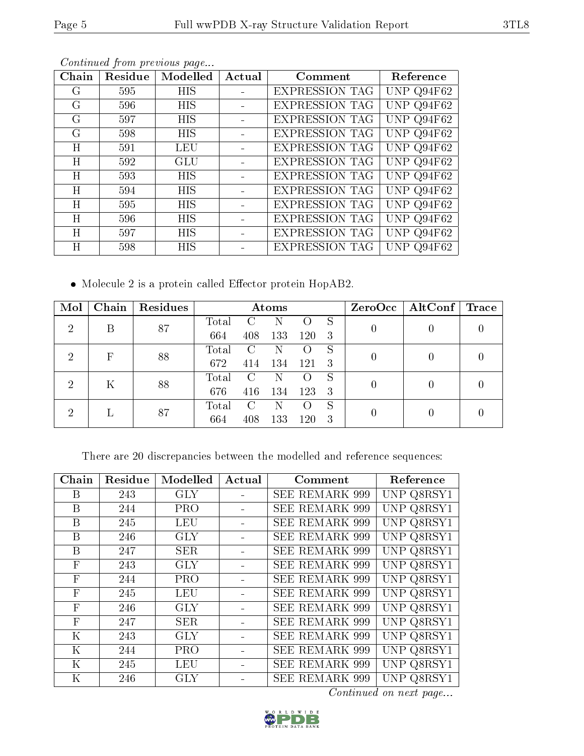*Continued from previous page...*

| Chain | Residue | Modelled | Actual | Comment | Reference |
|---|---|---|---|---|---|
| G | 595 | HIS | - | EXPRESSION TAG | UNP Q94F62 |
| G | 596 | HIS | - | EXPRESSION TAG | UNP Q94F62 |
| G | 597 | HIS | - | EXPRESSION TAG | UNP Q94F62 |
| G | 598 | HIS | - | EXPRESSION TAG | UNP Q94F62 |
| H | 591 | LEU | - | EXPRESSION TAG | UNP Q94F62 |
| H | 592 | GLU | - | EXPRESSION TAG | UNP Q94F62 |
| H | 593 | HIS | - | EXPRESSION TAG | UNP Q94F62 |
| H | 594 | HIS | - | EXPRESSION TAG | UNP Q94F62 |
| H | 595 | HIS | - | EXPRESSION TAG | UNP Q94F62 |
| H | 596 | HIS | - | EXPRESSION TAG | UNP Q94F62 |
| H | 597 | HIS | - | EXPRESSION TAG | UNP Q94F62 |
| H | 598 | HIS | - | EXPRESSION TAG | UNP Q94F62 |

- Molecule 2 is a protein called Effector protein HopAB2.

| Mol | Chain | Residues | Atoms | | | | | ZeroOcc | AltConf | Trace |
|---|---|---|---|---|---|---|---|---|---|---|
| 2 | B | 87 | Total | C | N | O | S | 0 | 0 | 0 |
| | | | 664 | 408 | 133 | 120 | 3 | | | |
| 2 | F | 88 | Total | C | N | O | S | 0 | 0 | 0 |
| | | | 672 | 414 | 134 | 121 | 3 | | | |
| 2 | K | 88 | Total | C | N | O | S | 0 | 0 | 0 |
| | | | 676 | 416 | 134 | 123 | 3 | | | |
| 2 | L | 87 | Total | C | N | O | S | 0 | 0 | 0 |
| | | | 664 | 408 | 133 | 120 | 3 | | | |

There are 20 discrepancies between the modelled and reference sequences:

| Chain | Residue | Modelled | Actual | Comment | Reference |
|---|---|---|---|---|---|
| B | 243 | GLY | - | SEE REMARK 999 | UNP Q8RSY1 |
| B | 244 | PRO | - | SEE REMARK 999 | UNP Q8RSY1 |
| B | 245 | LEU | - | SEE REMARK 999 | UNP Q8RSY1 |
| B | 246 | GLY | - | SEE REMARK 999 | UNP Q8RSY1 |
| B | 247 | SER | - | SEE REMARK 999 | UNP Q8RSY1 |
| F | 243 | GLY | - | SEE REMARK 999 | UNP Q8RSY1 |
| F | 244 | PRO | - | SEE REMARK 999 | UNP Q8RSY1 |
| F | 245 | LEU | - | SEE REMARK 999 | UNP Q8RSY1 |
| F | 246 | GLY | - | SEE REMARK 999 | UNP Q8RSY1 |
| F | 247 | SER | - | SEE REMARK 999 | UNP Q8RSY1 |
| K | 243 | GLY | - | SEE REMARK 999 | UNP Q8RSY1 |
| K | 244 | PRO | - | SEE REMARK 999 | UNP Q8RSY1 |
| K | 245 | LEU | - | SEE REMARK 999 | UNP Q8RSY1 |
| K | 246 | GLY | - | SEE REMARK 999 | UNP Q8RSY1 |

*Continued on next page...*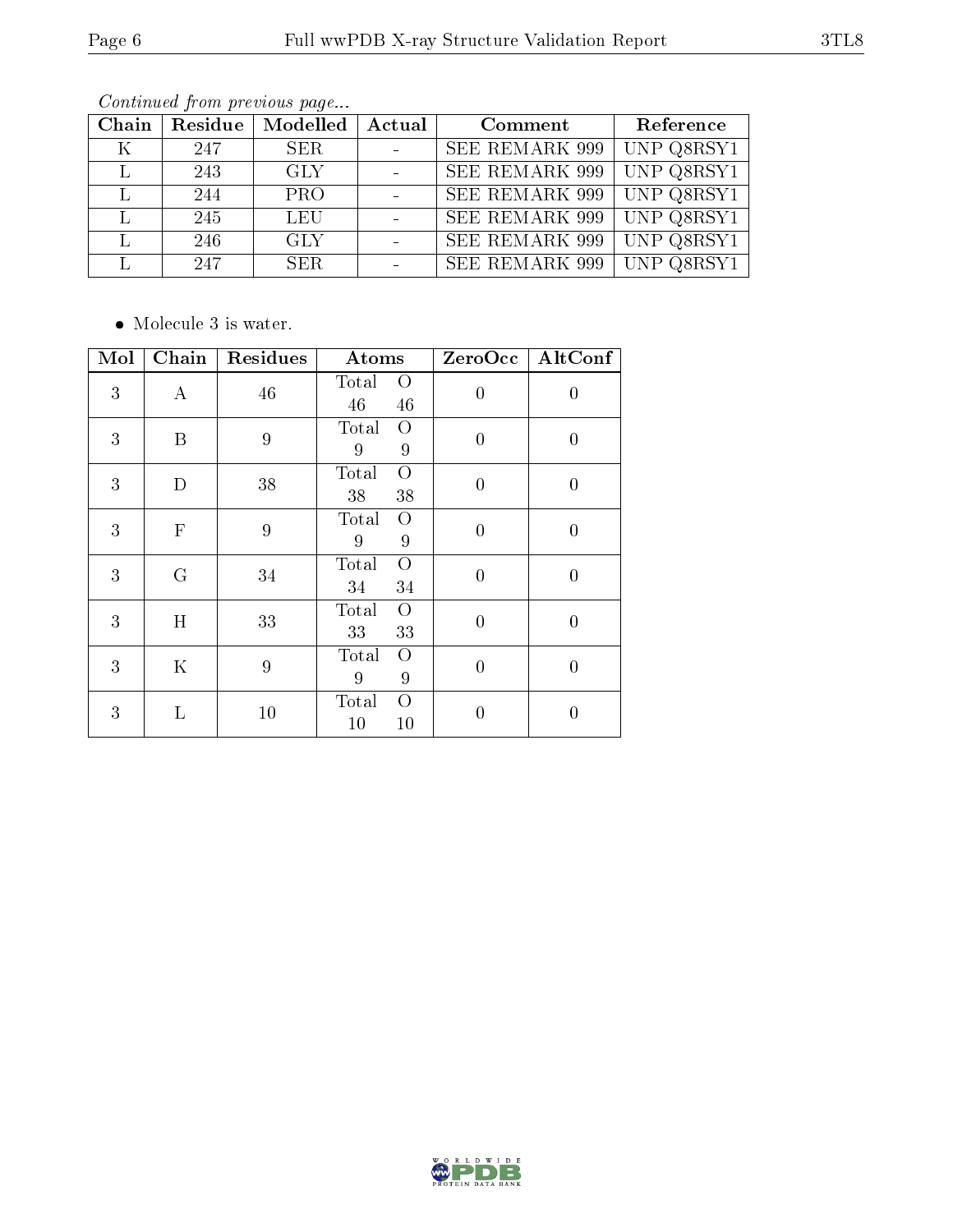*Continued from previous page...*

| Chain | Residue | Modelled | Actual | Comment | Reference |
|---|---|---|---|---|---|
| K | 247 | SER | - | SEE REMARK 999 | UNP Q8RSY1 |
| L | 243 | GLY | - | SEE REMARK 999 | UNP Q8RSY1 |
| L | 244 | PRO | - | SEE REMARK 999 | UNP Q8RSY1 |
| L | 245 | LEU | - | SEE REMARK 999 | UNP Q8RSY1 |
| L | 246 | GLY | - | SEE REMARK 999 | UNP Q8RSY1 |
| L | 247 | SER | - | SEE REMARK 999 | UNP Q8RSY1 |

- Molecule 3 is water.

| Mol | Chain | Residues | Atoms | ZeroOcc | AltConf |
|---|---|---|---|---|---|
| 3 | A | 46 | Total O<br>46 46 | 0 | 0 |
| 3 | B | 9 | Total O<br>9 9 | 0 | 0 |
| 3 | D | 38 | Total O<br>38 38 | 0 | 0 |
| 3 | F | 9 | Total O<br>9 9 | 0 | 0 |
| 3 | G | 34 | Total O<br>34 34 | 0 | 0 |
| 3 | H | 33 | Total O<br>33 33 | 0 | 0 |
| 3 | K | 9 | Total O<br>9 9 | 0 | 0 |
| 3 | L | 10 | Total O<br>10 10 | 0 | 0 |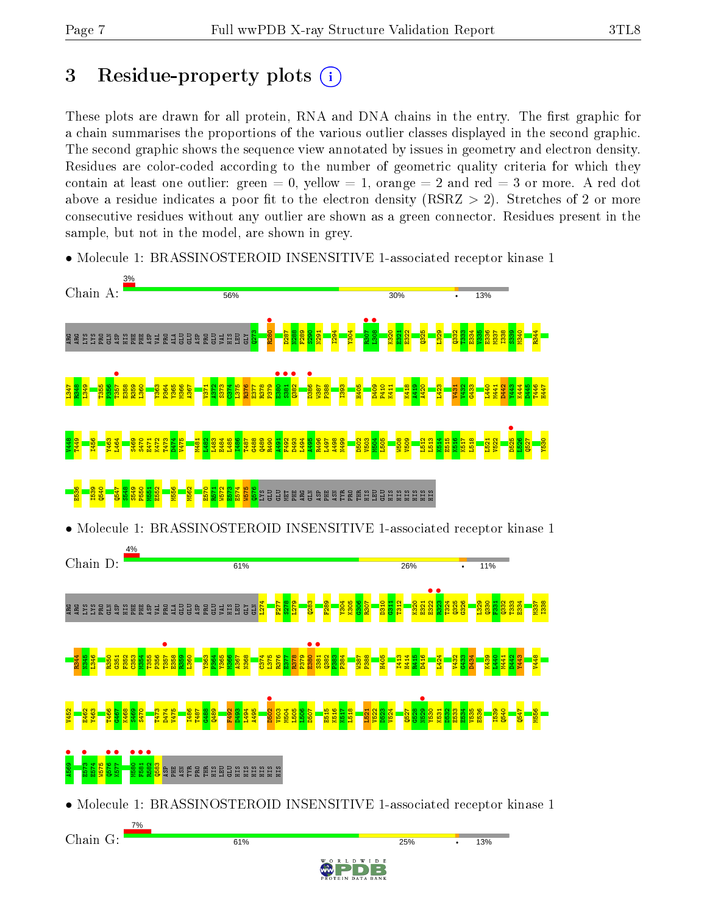# 3 Residue-property plots

These plots are drawn for all protein, RNA and DNA chains in the entry. The first graphic for a chain summarises the proportions of the various outlier classes displayed in the second graphic. The second graphic shows the sequence view annotated by issues in geometry and electron density. Residues are color-coded according to the number of geometric quality criteria for which they contain at least one outlier: green = 0, yellow = 1, orange = 2 and red = 3 or more. A red dot above a residue indicates a poor fit to the electron density (RSRZ > 2). Stretches of 2 or more consecutive residues without any outlier are shown as a green connector. Residues present in the sample, but not in the model, are shown in grey.

- Molecule 1: BRASSINOSTEROID INSENSITIVE 1-associated receptor kinase 1

Chain A: 3% | 56% | 30% | • | 13%

- Molecule 1: BRASSINOSTEROID INSENSITIVE 1-associated receptor kinase 1

Chain D: 4% | 61% | 26% | • | 11%

- Molecule 1: BRASSINOSTEROID INSENSITIVE 1-associated receptor kinase 1

Chain G: 7% | 61% | 25% | • | 13%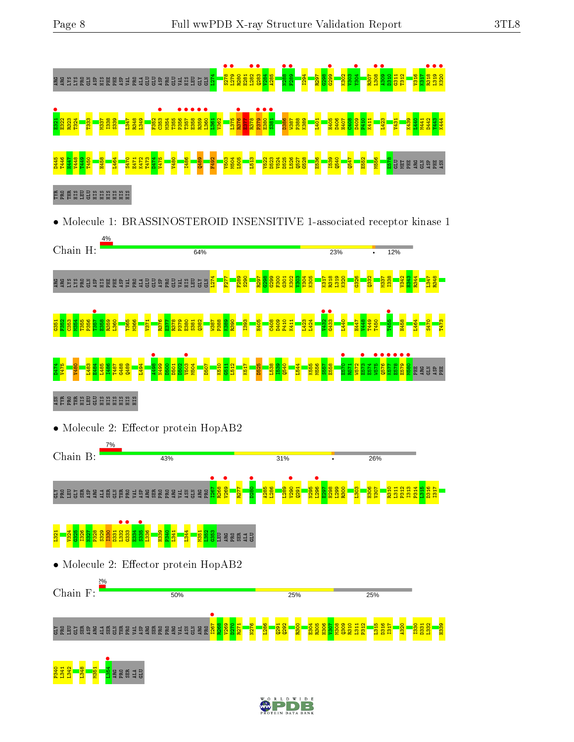ARG ARG LYS LYS PRO GLN ASP HIS PHE PHE ASP VAL PRO ALA GLU GLU ASP PRO GLU VAL HIS LEU GLY GLN L274 S278 L279 R280 E281 L282 Q283 V284 A285 N288 F289 I294 R297 G298 G299 K302 V303 Y304 R307 L308 A309 D310 G311 T312 V316 K317 R318 L319 K320

E321 E322 R323 T324 T333 M337 I338 S339 L347 R348 L349 F352 C353 M354 T355 P356 T357 E358 R359 L360 I361 V362 L375 R376 E377 R378 P379 E380 S381 D386 W387 P388 K389 I401 H405 D406 H407 C408 D409 F410 K411 L423 V431 K439 L440 M441 D442 Y443 K444

D445 T446 H447 V448 T450 H458 L464 S470 E471 K472 T473 D474 V475 V480 I486 Q489 F492 V503 M504 L505 L513 V522 D523 V524 D525 L526 Q527 G528 E536 I539 Q540 Q547 E552 M556 E578 GLU MET PHE ARG GLN ASP PHE ASN

TYR PRO THR HIS LEU GLU HIS HIS HIS HIS HIS HIS

• Molecule 1: BRASSINOSTEROID INSENSITIVE 1-associated receptor kinase 1

Chain H: 4% | 64% | 23% | • | 12%

ARG ARG LYS LYS PRO GLN ASP HIS PHE PHE ASP VAL PRO ALA GLU GLU ASP PRO GLU VAL HIS LEU GLY GLN L274 F277 F289 S290 R297 G298 G299 F300 G301 K302 V303 Y304 K305 K317 R318 L319 K320 G326 Q332 M337 I338 V342 H343 R344 L347 R348

G351 Y352 C353 M354 T355 P356 T357 E358 R359 L360 Y365 M366 V371 R376 E377 R378 P379 E380 S381 Q382 W387 P388 K389 R390 I393 H405 C408 D409 F410 K411 L423 L424 V432 G433 L440 H447 V448 T449 T450 T456 H458 L464 S470 T473

D474 V475 V480 L483 E484 L485 I486 T487 G488 Q489 L494 A498 M499 D500 D501 D502 V503 M504 D507 K510 G511 L512 K517 D525 L538 I539 Q540 L544 K555 M556 S557 E558 E570 R571 W572 E573 E574 W575 Q576 K577 E578 E579 M580 PHE ARG GLN ASP PHE

ASN TYR PRO THR HIS LEU GLU HIS HIS HIS HIS HIS HIS

• Molecule 2: Effector protein HopAB2

Chain B: 7% | 43% | 31% | • | 26%

GLY PRO LEU GLY SER ASP ARG ALA SER GLN THR PRO VAL ASP ARG SER PRO PRO ARG VAL ASN GLN ARG PRO I267 R268 V269 R277 D280 A285 L286 L289 V290 Q291 N295 L296 E297 H298 L299 R300 L303 H306 V307 R310 L311 P312 I313 P314 L315 D316 I317

L321 V324 G325 I326 N327 P328 S329 I330 D331 L332 G333 E334 S335 L336 H339 F340 L341 L344 M351 L352 G353 LEU ARG PRO SER ALA GLU

• Molecule 2: Effector protein HopAB2

Chain F: 2% | 50% | 25% | 25%

GLY PRO LEU GLY SER ASP ARG ALA SER GLN THR PRO VAL ASP ARG SER PRO PRO ARG VAL ASN GLN ARG PRO I267 R268 V269 D270 R271 N276 L286 Q291 Q292 R300 E304 R305 H306 V307 M308 Q309 R310 L311 P312 L315 D316 I317 A320 I330 D331 L332 H339

P340 L341 L342 L348 M351 L354 ARG PRO SER ALA GLU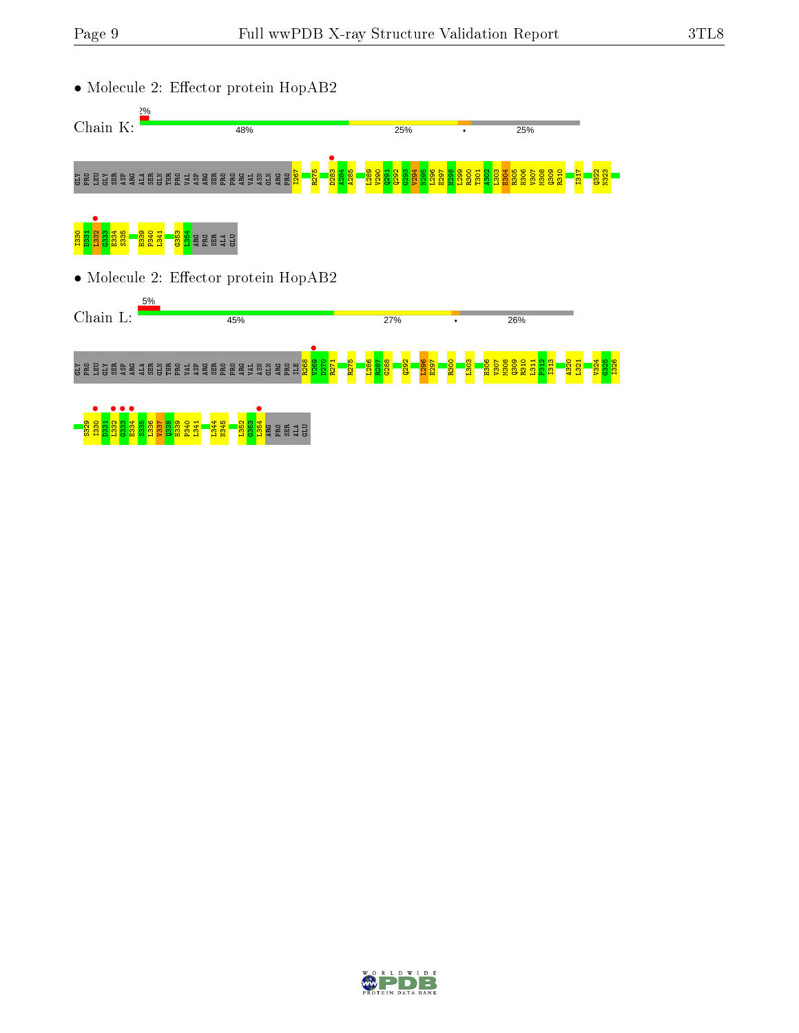• Molecule 2: Effector protein HopAB2

Chain K: 2% | 48% | 25% | • | 25%

GLY PRO LEU GLY SER ASP ARG ALA SER GLN THR PRO VAL ASP ARG SER PRO PRO ARG VAL ASN GLN ARG PRO I267 R275 D283 A284 A285 L289 V290 Q291 Q292 Q293 V294 N295 L296 E297 H298 L299 R300 T301 A302 L303 E304 R305 H306 V307 M308 Q309 R310 I317 Q322 N323 I330 E331 L332 G333 E334 S335 H339 P340 L341 G353 L354 ARG PRO SER ALA GLU

• Molecule 2: Effector protein HopAB2

Chain L: 5% | 45% | 27% | • | 26%

GLY PRO LEU GLY SER ASP ARG ALA SER GLN THR PRO VAL ASP ARG SER PRO PRO ARG VAL ASN GLN ARG PRO ILE R268 V269 D270 R271 R275 L286 R287 G288 Q292 L296 E297 R300 L303 H306 V307 M308 Q309 R310 L311 P312 I313 A320 L321 V324 G325 I326 S329 I330 D331 L332 G333 E334 S335 L336 V337 Q338 H339 P340 L341 L344 N345 L352 G353 L354 ARG PRO SER ALA GLU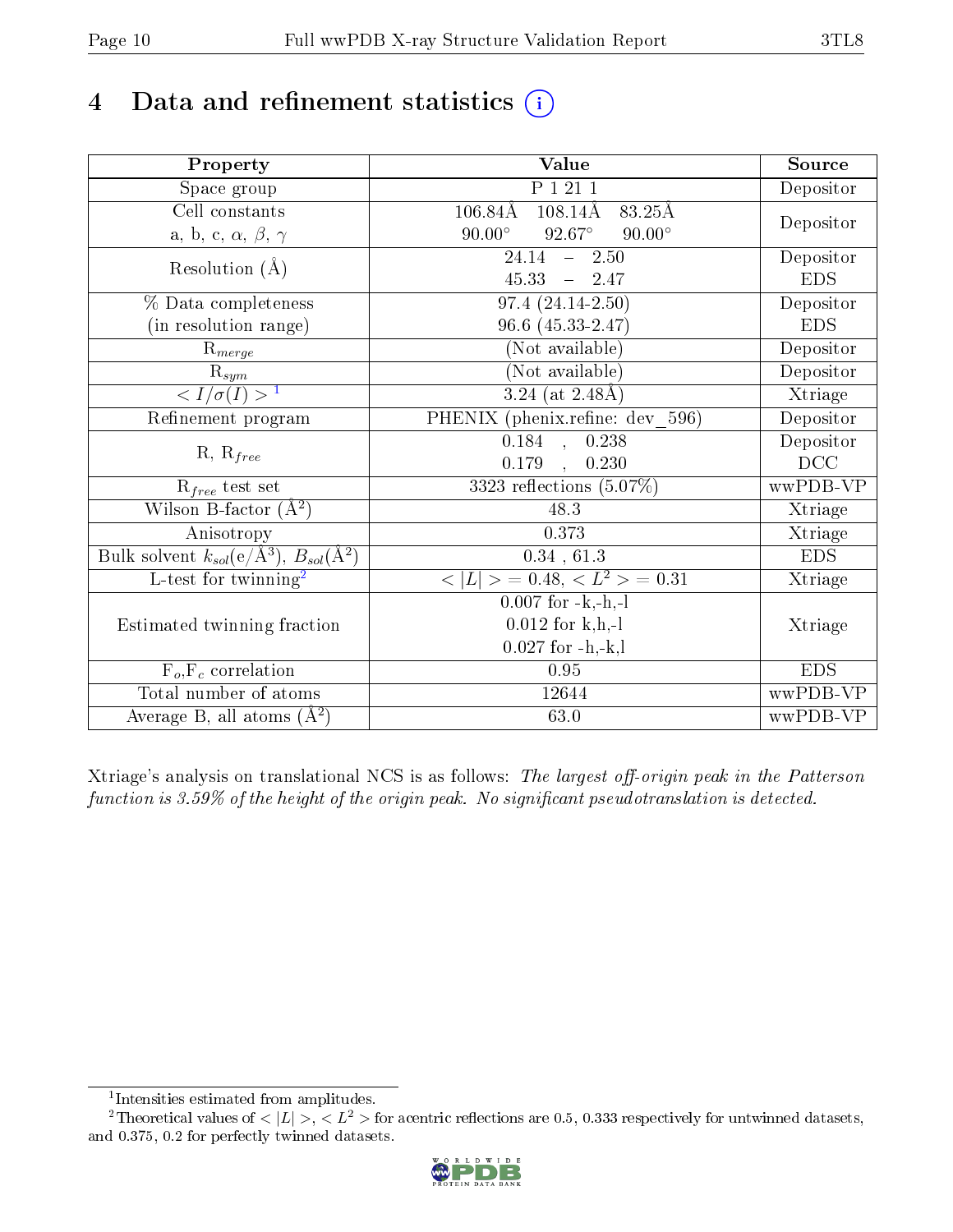# 4 Data and refinement statistics ⓘ

| Property | Value | Source |
|---|---|---|
| Space group | P 1 21 1 | Depositor |
| Cell constants<br>a, b, c, $\alpha$, $\beta$, $\gamma$ | 106.84Å 108.14Å 83.25Å<br>90.00° 92.67° 90.00° | Depositor |
| Resolution (Å) | 24.14 – 2.50<br>45.33 – 2.47 | Depositor<br>EDS |
| % Data completeness<br>(in resolution range) | 97.4 (24.14-2.50)<br>96.6 (45.33-2.47) | Depositor<br>EDS |
| $R_{merge}$ | (Not available) | Depositor |
| $R_{sym}$ | (Not available) | Depositor |
| $< I/\sigma(I) >$ [1] | 3.24 (at 2.48Å) | Xtriage |
| Refinement program | PHENIX (phenix.refine: dev_596) | Depositor |
| R, $R_{free}$ | 0.184 , 0.238<br>0.179 , 0.230 | Depositor<br>DCC |
| $R_{free}$ test set | 3323 reflections (5.07%) | wwPDB-VP |
| Wilson B-factor (Å$^2$) | 48.3 | Xtriage |
| Anisotropy | 0.373 | Xtriage |
| Bulk solvent $k_{sol}$(e/Å$^3$), $B_{sol}$(Å$^2$) | 0.34 , 61.3 | EDS |
| L-test for twinning[2] | $< \lvert L \rvert >$ = 0.48, $< L^2 >$ = 0.31 | Xtriage |
| Estimated twinning fraction | 0.007 for -k,-h,-l<br>0.012 for k,h,-l<br>0.027 for -h,-k,l | Xtriage |
| $F_o$,$F_c$ correlation | 0.95 | EDS |
| Total number of atoms | 12644 | wwPDB-VP |
| Average B, all atoms (Å$^2$) | 63.0 | wwPDB-VP |

Xtriage's analysis on translational NCS is as follows: *The largest off-origin peak in the Patterson function is 3.59% of the height of the origin peak. No significant pseudotranslation is detected.*

[1] Intensities estimated from amplitudes.

[2] Theoretical values of $< \lvert L \rvert >$, $< L^2 >$ for acentric reflections are 0.5, 0.333 respectively for untwinned datasets, and 0.375, 0.2 for perfectly twinned datasets.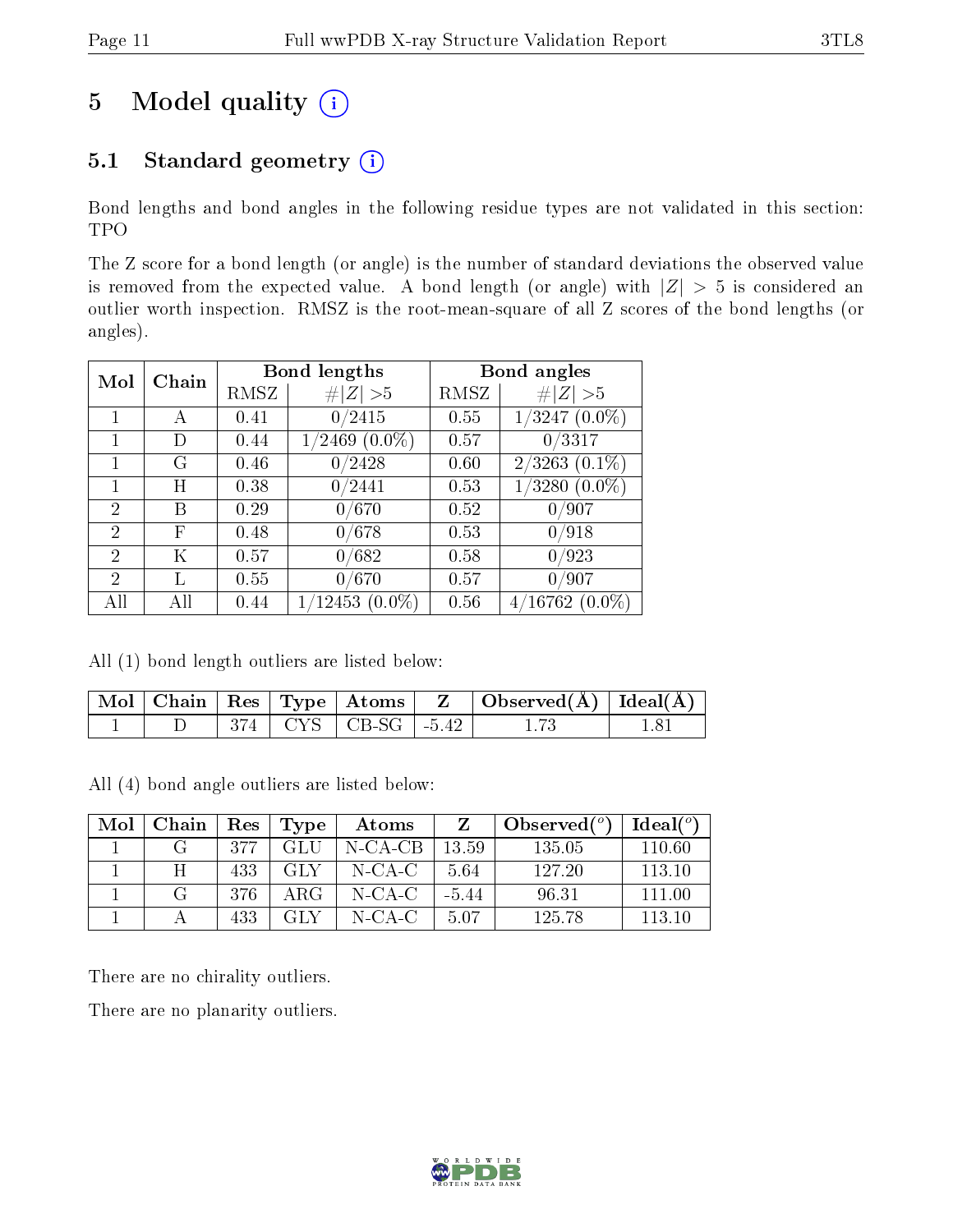# 5 Model quality (i)

## 5.1 Standard geometry (i)

Bond lengths and bond angles in the following residue types are not validated in this section: TPO

The Z score for a bond length (or angle) is the number of standard deviations the observed value is removed from the expected value. A bond length (or angle) with $|Z| > 5$ is considered an outlier worth inspection. RMSZ is the root-mean-square of all Z scores of the bond lengths (or angles).

| Mol | Chain | Bond lengths | | Bond angles | |
|---|---|---|---|---|---|
| | | RMSZ | #\|Z\| >5 | RMSZ | #\|Z\| >5 |
| 1 | A | 0.41 | 0/2415 | 0.55 | 1/3247 (0.0%) |
| 1 | D | 0.44 | 1/2469 (0.0%) | 0.57 | 0/3317 |
| 1 | G | 0.46 | 0/2428 | 0.60 | 2/3263 (0.1%) |
| 1 | H | 0.38 | 0/2441 | 0.53 | 1/3280 (0.0%) |
| 2 | B | 0.29 | 0/670 | 0.52 | 0/907 |
| 2 | F | 0.48 | 0/678 | 0.53 | 0/918 |
| 2 | K | 0.57 | 0/682 | 0.58 | 0/923 |
| 2 | L | 0.55 | 0/670 | 0.57 | 0/907 |
| All | All | 0.44 | 1/12453 (0.0%) | 0.56 | 4/16762 (0.0%) |

All (1) bond length outliers are listed below:

| Mol | Chain | Res | Type | Atoms | Z | Observed(Å) | Ideal(Å) |
|---|---|---|---|---|---|---|---|
| 1 | D | 374 | CYS | CB-SG | -5.42 | 1.73 | 1.81 |

All (4) bond angle outliers are listed below:

| Mol | Chain | Res | Type | Atoms | Z | Observed($^o$) | Ideal($^o$) |
|---|---|---|---|---|---|---|---|
| 1 | G | 377 | GLU | N-CA-CB | 13.59 | 135.05 | 110.60 |
| 1 | H | 433 | GLY | N-CA-C | 5.64 | 127.20 | 113.10 |
| 1 | G | 376 | ARG | N-CA-C | -5.44 | 96.31 | 111.00 |
| 1 | A | 433 | GLY | N-CA-C | 5.07 | 125.78 | 113.10 |

There are no chirality outliers.

There are no planarity outliers.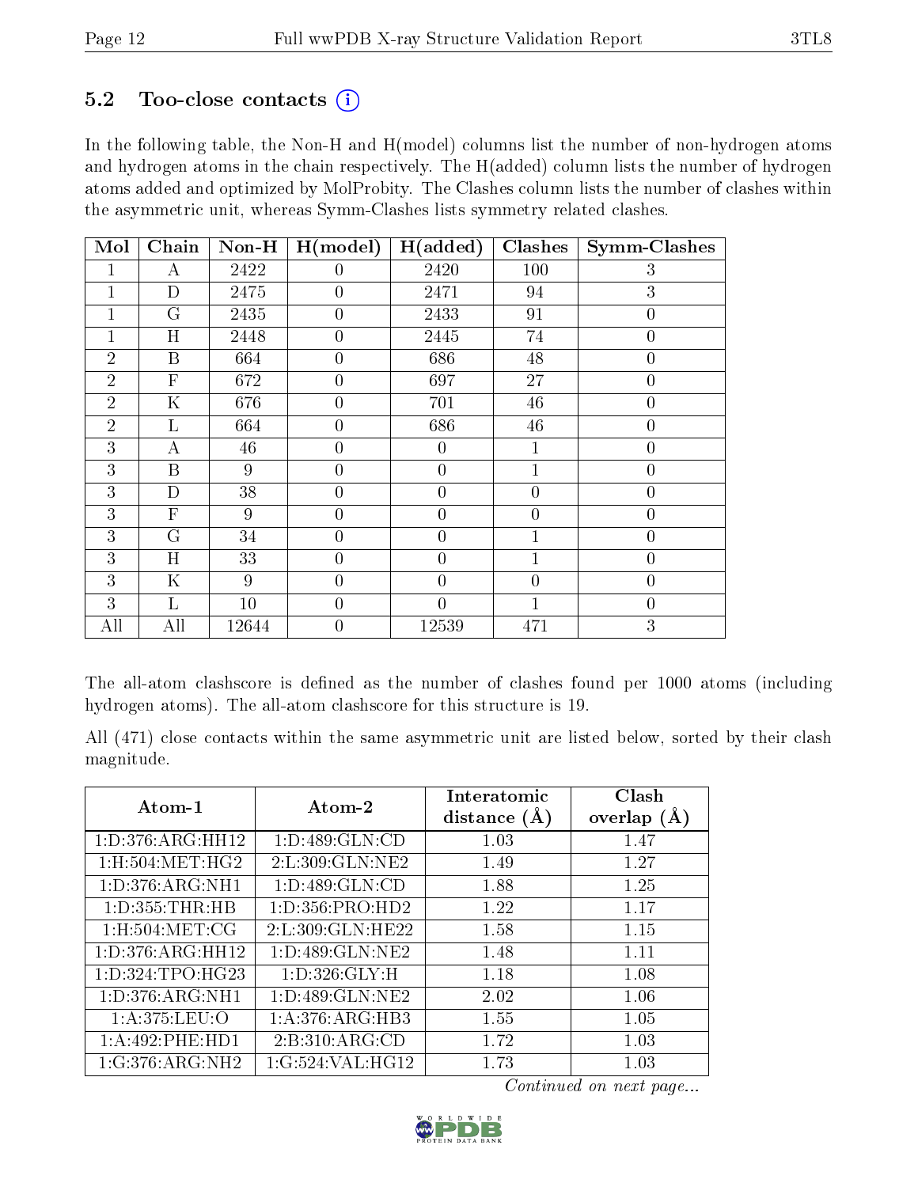### 5.2 Too-close contacts (i)

In the following table, the Non-H and H(model) columns list the number of non-hydrogen atoms and hydrogen atoms in the chain respectively. The H(added) column lists the number of hydrogen atoms added and optimized by MolProbity. The Clashes column lists the number of clashes within the asymmetric unit, whereas Symm-Clashes lists symmetry related clashes.

| Mol | Chain | Non-H | H(model) | H(added) | Clashes | Symm-Clashes |
|---|---|---|---|---|---|---|
| 1 | A | 2422 | 0 | 2420 | 100 | 3 |
| 1 | D | 2475 | 0 | 2471 | 94 | 3 |
| 1 | G | 2435 | 0 | 2433 | 91 | 0 |
| 1 | H | 2448 | 0 | 2445 | 74 | 0 |
| 2 | B | 664 | 0 | 686 | 48 | 0 |
| 2 | F | 672 | 0 | 697 | 27 | 0 |
| 2 | K | 676 | 0 | 701 | 46 | 0 |
| 2 | L | 664 | 0 | 686 | 46 | 0 |
| 3 | A | 46 | 0 | 0 | 1 | 0 |
| 3 | B | 9 | 0 | 0 | 1 | 0 |
| 3 | D | 38 | 0 | 0 | 0 | 0 |
| 3 | F | 9 | 0 | 0 | 0 | 0 |
| 3 | G | 34 | 0 | 0 | 1 | 0 |
| 3 | H | 33 | 0 | 0 | 1 | 0 |
| 3 | K | 9 | 0 | 0 | 0 | 0 |
| 3 | L | 10 | 0 | 0 | 1 | 0 |
| All | All | 12644 | 0 | 12539 | 471 | 3 |

The all-atom clashscore is defined as the number of clashes found per 1000 atoms (including hydrogen atoms). The all-atom clashscore for this structure is 19.

All (471) close contacts within the same asymmetric unit are listed below, sorted by their clash magnitude.

| Atom-1 | Atom-2 | Interatomic distance (Å) | Clash overlap (Å) |
|---|---|---|---|
| 1:D:376:ARG:HH12 | 1:D:489:GLN:CD | 1.03 | 1.47 |
| 1:H:504:MET:HG2 | 2:L:309:GLN:NE2 | 1.49 | 1.27 |
| 1:D:376:ARG:NH1 | 1:D:489:GLN:CD | 1.88 | 1.25 |
| 1:D:355:THR:HB | 1:D:356:PRO:HD2 | 1.22 | 1.17 |
| 1:H:504:MET:CG | 2:L:309:GLN:HE22 | 1.58 | 1.15 |
| 1:D:376:ARG:HH12 | 1:D:489:GLN:NE2 | 1.48 | 1.11 |
| 1:D:324:TPO:HG23 | 1:D:326:GLY:H | 1.18 | 1.08 |
| 1:D:376:ARG:NH1 | 1:D:489:GLN:NE2 | 2.02 | 1.06 |
| 1:A:375:LEU:O | 1:A:376:ARG:HB3 | 1.55 | 1.05 |
| 1:A:492:PHE:HD1 | 2:B:310:ARG:CD | 1.72 | 1.03 |
| 1:G:376:ARG:NH2 | 1:G:524:VAL:HG12 | 1.73 | 1.03 |

*Continued on next page...*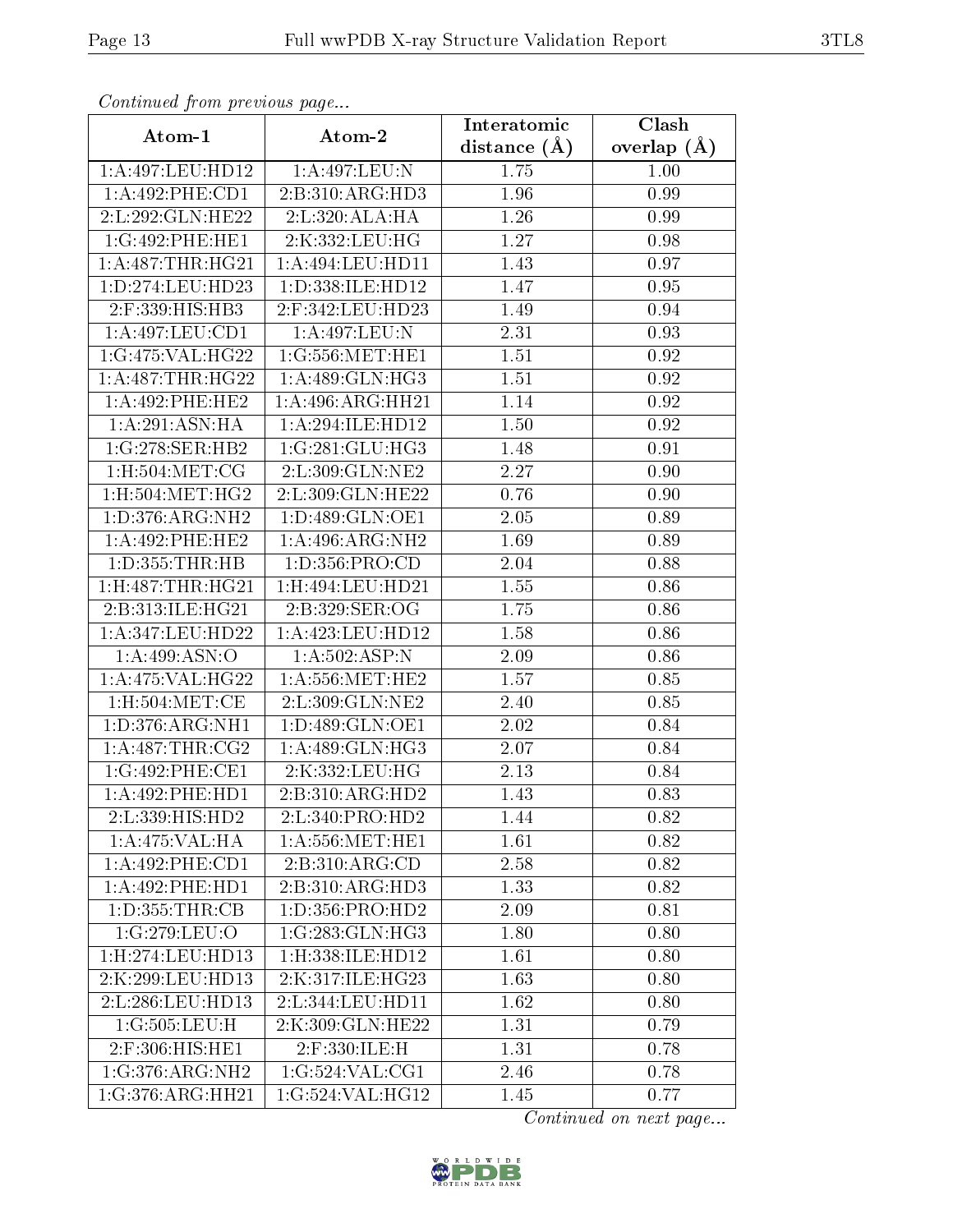*Continued from previous page...*

| Atom-1 | Atom-2 | Interatomic distance (Å) | Clash overlap (Å) |
|---|---|---|---|
| 1:A:497:LEU:HD12 | 1:A:497:LEU:N | 1.75 | 1.00 |
| 1:A:492:PHE:CD1 | 2:B:310:ARG:HD3 | 1.96 | 0.99 |
| 2:L:292:GLN:HE22 | 2:L:320:ALA:HA | 1.26 | 0.99 |
| 1:G:492:PHE:HE1 | 2:K:332:LEU:HG | 1.27 | 0.98 |
| 1:A:487:THR:HG21 | 1:A:494:LEU:HD11 | 1.43 | 0.97 |
| 1:D:274:LEU:HD23 | 1:D:338:ILE:HD12 | 1.47 | 0.95 |
| 2:F:339:HIS:HB3 | 2:F:342:LEU:HD23 | 1.49 | 0.94 |
| 1:A:497:LEU:CD1 | 1:A:497:LEU:N | 2.31 | 0.93 |
| 1:G:475:VAL:HG22 | 1:G:556:MET:HE1 | 1.51 | 0.92 |
| 1:A:487:THR:HG22 | 1:A:489:GLN:HG3 | 1.51 | 0.92 |
| 1:A:492:PHE:HE2 | 1:A:496:ARG:HH21 | 1.14 | 0.92 |
| 1:A:291:ASN:HA | 1:A:294:ILE:HD12 | 1.50 | 0.92 |
| 1:G:278:SER:HB2 | 1:G:281:GLU:HG3 | 1.48 | 0.91 |
| 1:H:504:MET:CG | 2:L:309:GLN:NE2 | 2.27 | 0.90 |
| 1:H:504:MET:HG2 | 2:L:309:GLN:HE22 | 0.76 | 0.90 |
| 1:D:376:ARG:NH2 | 1:D:489:GLN:OE1 | 2.05 | 0.89 |
| 1:A:492:PHE:HE2 | 1:A:496:ARG:NH2 | 1.69 | 0.89 |
| 1:D:355:THR:HB | 1:D:356:PRO:CD | 2.04 | 0.88 |
| 1:H:487:THR:HG21 | 1:H:494:LEU:HD21 | 1.55 | 0.86 |
| 2:B:313:ILE:HG21 | 2:B:329:SER:OG | 1.75 | 0.86 |
| 1:A:347:LEU:HD22 | 1:A:423:LEU:HD12 | 1.58 | 0.86 |
| 1:A:499:ASN:O | 1:A:502:ASP:N | 2.09 | 0.86 |
| 1:A:475:VAL:HG22 | 1:A:556:MET:HE2 | 1.57 | 0.85 |
| 1:H:504:MET:CE | 2:L:309:GLN:NE2 | 2.40 | 0.85 |
| 1:D:376:ARG:NH1 | 1:D:489:GLN:OE1 | 2.02 | 0.84 |
| 1:A:487:THR:CG2 | 1:A:489:GLN:HG3 | 2.07 | 0.84 |
| 1:G:492:PHE:CE1 | 2:K:332:LEU:HG | 2.13 | 0.84 |
| 1:A:492:PHE:HD1 | 2:B:310:ARG:HD2 | 1.43 | 0.83 |
| 2:L:339:HIS:HD2 | 2:L:340:PRO:HD2 | 1.44 | 0.82 |
| 1:A:475:VAL:HA | 1:A:556:MET:HE1 | 1.61 | 0.82 |
| 1:A:492:PHE:CD1 | 2:B:310:ARG:CD | 2.58 | 0.82 |
| 1:A:492:PHE:HD1 | 2:B:310:ARG:HD3 | 1.33 | 0.82 |
| 1:D:355:THR:CB | 1:D:356:PRO:HD2 | 2.09 | 0.81 |
| 1:G:279:LEU:O | 1:G:283:GLN:HG3 | 1.80 | 0.80 |
| 1:H:274:LEU:HD13 | 1:H:338:ILE:HD12 | 1.61 | 0.80 |
| 2:K:299:LEU:HD13 | 2:K:317:ILE:HG23 | 1.63 | 0.80 |
| 2:L:286:LEU:HD13 | 2:L:344:LEU:HD11 | 1.62 | 0.80 |
| 1:G:505:LEU:H | 2:K:309:GLN:HE22 | 1.31 | 0.79 |
| 2:F:306:HIS:HE1 | 2:F:330:ILE:H | 1.31 | 0.78 |
| 1:G:376:ARG:NH2 | 1:G:524:VAL:CG1 | 2.46 | 0.78 |
| 1:G:376:ARG:HH21 | 1:G:524:VAL:HG12 | 1.45 | 0.77 |

*Continued on next page...*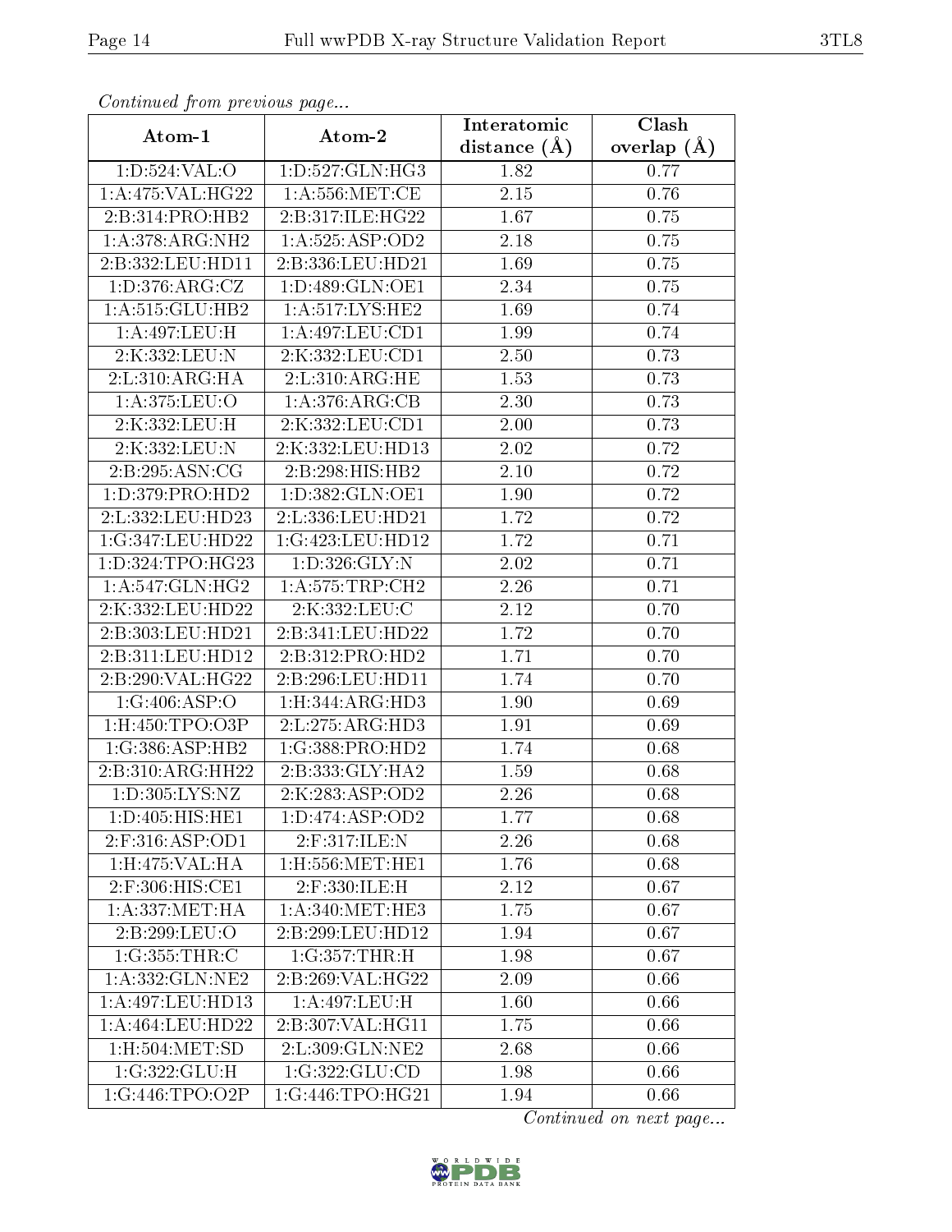*Continued from previous page...*

| Atom-1 | Atom-2 | Interatomic distance (Å) | Clash overlap (Å) |
|---|---|---|---|
| 1:D:524:VAL:O | 1:D:527:GLN:HG3 | 1.82 | 0.77 |
| 1:A:475:VAL:HG22 | 1:A:556:MET:CE | 2.15 | 0.76 |
| 2:B:314:PRO:HB2 | 2:B:317:ILE:HG22 | 1.67 | 0.75 |
| 1:A:378:ARG:NH2 | 1:A:525:ASP:OD2 | 2.18 | 0.75 |
| 2:B:332:LEU:HD11 | 2:B:336:LEU:HD21 | 1.69 | 0.75 |
| 1:D:376:ARG:CZ | 1:D:489:GLN:OE1 | 2.34 | 0.75 |
| 1:A:515:GLU:HB2 | 1:A:517:LYS:HE2 | 1.69 | 0.74 |
| 1:A:497:LEU:H | 1:A:497:LEU:CD1 | 1.99 | 0.74 |
| 2:K:332:LEU:N | 2:K:332:LEU:CD1 | 2.50 | 0.73 |
| 2:L:310:ARG:HA | 2:L:310:ARG:HE | 1.53 | 0.73 |
| 1:A:375:LEU:O | 1:A:376:ARG:CB | 2.30 | 0.73 |
| 2:K:332:LEU:H | 2:K:332:LEU:CD1 | 2.00 | 0.73 |
| 2:K:332:LEU:N | 2:K:332:LEU:HD13 | 2.02 | 0.72 |
| 2:B:295:ASN:CG | 2:B:298:HIS:HB2 | 2.10 | 0.72 |
| 1:D:379:PRO:HD2 | 1:D:382:GLN:OE1 | 1.90 | 0.72 |
| 2:L:332:LEU:HD23 | 2:L:336:LEU:HD21 | 1.72 | 0.72 |
| 1:G:347:LEU:HD22 | 1:G:423:LEU:HD12 | 1.72 | 0.71 |
| 1:D:324:TPO:HG23 | 1:D:326:GLY:N | 2.02 | 0.71 |
| 1:A:547:GLN:HG2 | 1:A:575:TRP:CH2 | 2.26 | 0.71 |
| 2:K:332:LEU:HD22 | 2:K:332:LEU:C | 2.12 | 0.70 |
| 2:B:303:LEU:HD21 | 2:B:341:LEU:HD22 | 1.72 | 0.70 |
| 2:B:311:LEU:HD12 | 2:B:312:PRO:HD2 | 1.71 | 0.70 |
| 2:B:290:VAL:HG22 | 2:B:296:LEU:HD11 | 1.74 | 0.70 |
| 1:G:406:ASP:O | 1:H:344:ARG:HD3 | 1.90 | 0.69 |
| 1:H:450:TPO:O3P | 2:L:275:ARG:HD3 | 1.91 | 0.69 |
| 1:G:386:ASP:HB2 | 1:G:388:PRO:HD2 | 1.74 | 0.68 |
| 2:B:310:ARG:HH22 | 2:B:333:GLY:HA2 | 1.59 | 0.68 |
| 1:D:305:LYS:NZ | 2:K:283:ASP:OD2 | 2.26 | 0.68 |
| 1:D:405:HIS:HE1 | 1:D:474:ASP:OD2 | 1.77 | 0.68 |
| 2:F:316:ASP:OD1 | 2:F:317:ILE:N | 2.26 | 0.68 |
| 1:H:475:VAL:HA | 1:H:556:MET:HE1 | 1.76 | 0.68 |
| 2:F:306:HIS:CE1 | 2:F:330:ILE:H | 2.12 | 0.67 |
| 1:A:337:MET:HA | 1:A:340:MET:HE3 | 1.75 | 0.67 |
| 2:B:299:LEU:O | 2:B:299:LEU:HD12 | 1.94 | 0.67 |
| 1:G:355:THR:C | 1:G:357:THR:H | 1.98 | 0.67 |
| 1:A:332:GLN:NE2 | 2:B:269:VAL:HG22 | 2.09 | 0.66 |
| 1:A:497:LEU:HD13 | 1:A:497:LEU:H | 1.60 | 0.66 |
| 1:A:464:LEU:HD22 | 2:B:307:VAL:HG11 | 1.75 | 0.66 |
| 1:H:504:MET:SD | 2:L:309:GLN:NE2 | 2.68 | 0.66 |
| 1:G:322:GLU:H | 1:G:322:GLU:CD | 1.98 | 0.66 |
| 1:G:446:TPO:O2P | 1:G:446:TPO:HG21 | 1.94 | 0.66 |

*Continued on next page...*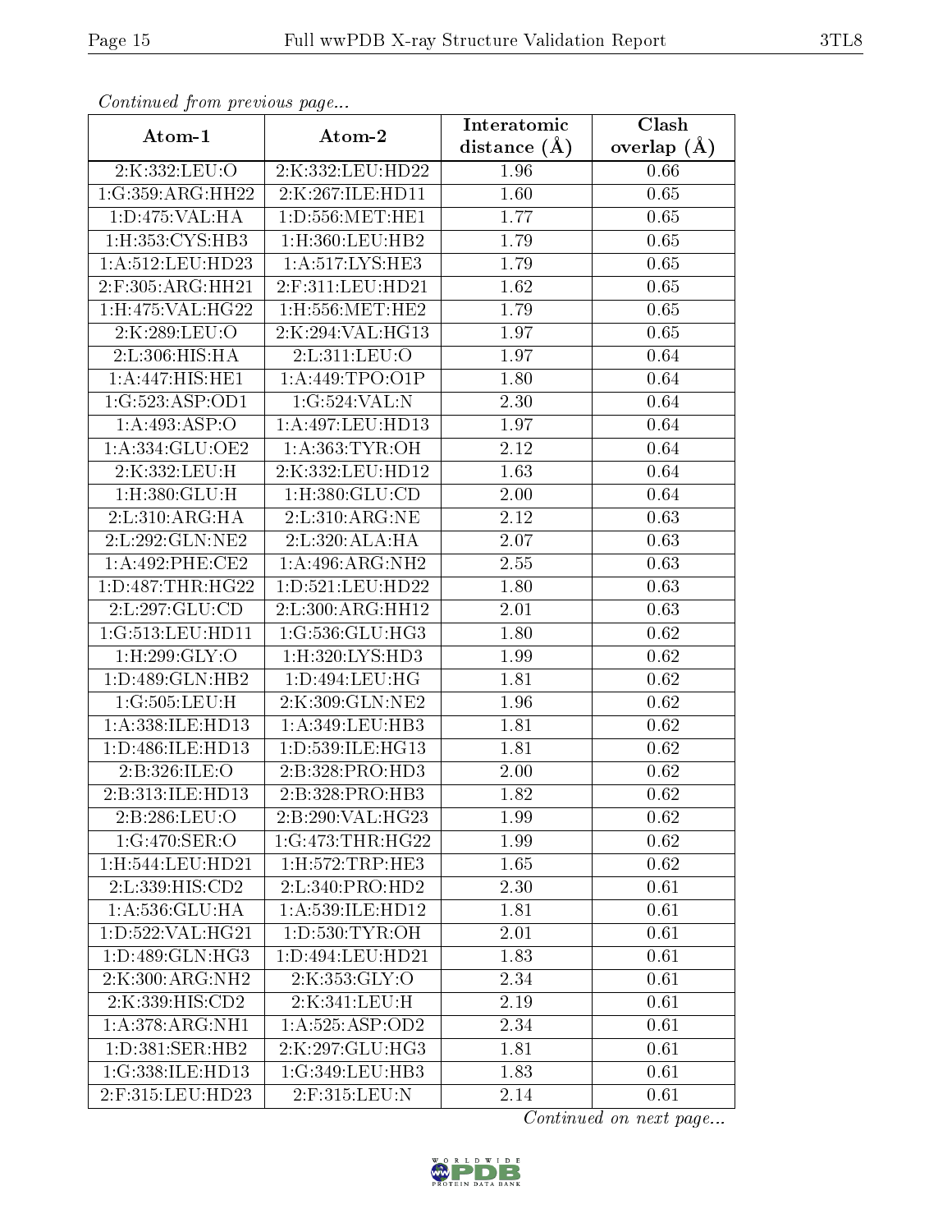*Continued from previous page...*

| Atom-1 | Atom-2 | Interatomic distance (Å) | Clash overlap (Å) |
|---|---|---|---|
| 2:K:332:LEU:O | 2:K:332:LEU:HD22 | 1.96 | 0.66 |
| 1:G:359:ARG:HH22 | 2:K:267:ILE:HD11 | 1.60 | 0.65 |
| 1:D:475:VAL:HA | 1:D:556:MET:HE1 | 1.77 | 0.65 |
| 1:H:353:CYS:HB3 | 1:H:360:LEU:HB2 | 1.79 | 0.65 |
| 1:A:512:LEU:HD23 | 1:A:517:LYS:HE3 | 1.79 | 0.65 |
| 2:F:305:ARG:HH21 | 2:F:311:LEU:HD21 | 1.62 | 0.65 |
| 1:H:475:VAL:HG22 | 1:H:556:MET:HE2 | 1.79 | 0.65 |
| 2:K:289:LEU:O | 2:K:294:VAL:HG13 | 1.97 | 0.65 |
| 2:L:306:HIS:HA | 2:L:311:LEU:O | 1.97 | 0.64 |
| 1:A:447:HIS:HE1 | 1:A:449:TPO:O1P | 1.80 | 0.64 |
| 1:G:523:ASP:OD1 | 1:G:524:VAL:N | 2.30 | 0.64 |
| 1:A:493:ASP:O | 1:A:497:LEU:HD13 | 1.97 | 0.64 |
| 1:A:334:GLU:OE2 | 1:A:363:TYR:OH | 2.12 | 0.64 |
| 2:K:332:LEU:H | 2:K:332:LEU:HD12 | 1.63 | 0.64 |
| 1:H:380:GLU:H | 1:H:380:GLU:CD | 2.00 | 0.64 |
| 2:L:310:ARG:HA | 2:L:310:ARG:NE | 2.12 | 0.63 |
| 2:L:292:GLN:NE2 | 2:L:320:ALA:HA | 2.07 | 0.63 |
| 1:A:492:PHE:CE2 | 1:A:496:ARG:NH2 | 2.55 | 0.63 |
| 1:D:487:THR:HG22 | 1:D:521:LEU:HD22 | 1.80 | 0.63 |
| 2:L:297:GLU:CD | 2:L:300:ARG:HH12 | 2.01 | 0.63 |
| 1:G:513:LEU:HD11 | 1:G:536:GLU:HG3 | 1.80 | 0.62 |
| 1:H:299:GLY:O | 1:H:320:LYS:HD3 | 1.99 | 0.62 |
| 1:D:489:GLN:HB2 | 1:D:494:LEU:HG | 1.81 | 0.62 |
| 1:G:505:LEU:H | 2:K:309:GLN:NE2 | 1.96 | 0.62 |
| 1:A:338:ILE:HD13 | 1:A:349:LEU:HB3 | 1.81 | 0.62 |
| 1:D:486:ILE:HD13 | 1:D:539:ILE:HG13 | 1.81 | 0.62 |
| 2:B:326:ILE:O | 2:B:328:PRO:HD3 | 2.00 | 0.62 |
| 2:B:313:ILE:HD13 | 2:B:328:PRO:HB3 | 1.82 | 0.62 |
| 2:B:286:LEU:O | 2:B:290:VAL:HG23 | 1.99 | 0.62 |
| 1:G:470:SER:O | 1:G:473:THR:HG22 | 1.99 | 0.62 |
| 1:H:544:LEU:HD21 | 1:H:572:TRP:HE3 | 1.65 | 0.62 |
| 2:L:339:HIS:CD2 | 2:L:340:PRO:HD2 | 2.30 | 0.61 |
| 1:A:536:GLU:HA | 1:A:539:ILE:HD12 | 1.81 | 0.61 |
| 1:D:522:VAL:HG21 | 1:D:530:TYR:OH | 2.01 | 0.61 |
| 1:D:489:GLN:HG3 | 1:D:494:LEU:HD21 | 1.83 | 0.61 |
| 2:K:300:ARG:NH2 | 2:K:353:GLY:O | 2.34 | 0.61 |
| 2:K:339:HIS:CD2 | 2:K:341:LEU:H | 2.19 | 0.61 |
| 1:A:378:ARG:NH1 | 1:A:525:ASP:OD2 | 2.34 | 0.61 |
| 1:D:381:SER:HB2 | 2:K:297:GLU:HG3 | 1.81 | 0.61 |
| 1:G:338:ILE:HD13 | 1:G:349:LEU:HB3 | 1.83 | 0.61 |
| 2:F:315:LEU:HD23 | 2:F:315:LEU:N | 2.14 | 0.61 |

*Continued on next page...*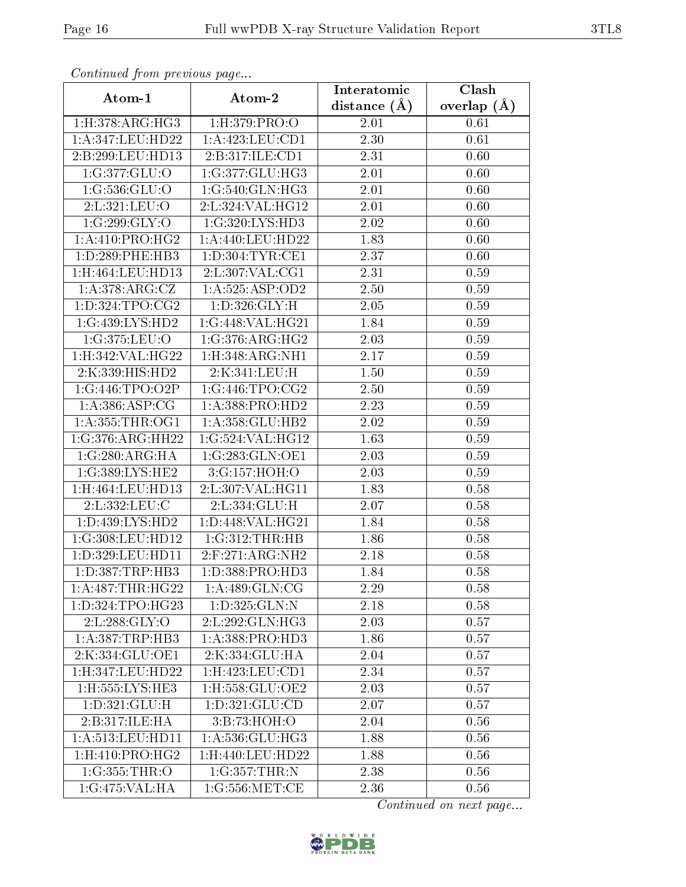*Continued from previous page...*

| Atom-1 | Atom-2 | Interatomic distance (Å) | Clash overlap (Å) |
|---|---|---|---|
| 1:H:378:ARG:HG3 | 1:H:379:PRO:O | 2.01 | 0.61 |
| 1:A:347:LEU:HD22 | 1:A:423:LEU:CD1 | 2.30 | 0.61 |
| 2:B:299:LEU:HD13 | 2:B:317:ILE:CD1 | 2.31 | 0.60 |
| 1:G:377:GLU:O | 1:G:377:GLU:HG3 | 2.01 | 0.60 |
| 1:G:536:GLU:O | 1:G:540:GLN:HG3 | 2.01 | 0.60 |
| 2:L:321:LEU:O | 2:L:324:VAL:HG12 | 2.01 | 0.60 |
| 1:G:299:GLY:O | 1:G:320:LYS:HD3 | 2.02 | 0.60 |
| 1:A:410:PRO:HG2 | 1:A:440:LEU:HD22 | 1.83 | 0.60 |
| 1:D:289:PHE:HB3 | 1:D:304:TYR:CE1 | 2.37 | 0.60 |
| 1:H:464:LEU:HD13 | 2:L:307:VAL:CG1 | 2.31 | 0.59 |
| 1:A:378:ARG:CZ | 1:A:525:ASP:OD2 | 2.50 | 0.59 |
| 1:D:324:TPO:CG2 | 1:D:326:GLY:H | 2.05 | 0.59 |
| 1:G:439:LYS:HD2 | 1:G:448:VAL:HG21 | 1.84 | 0.59 |
| 1:G:375:LEU:O | 1:G:376:ARG:HG2 | 2.03 | 0.59 |
| 1:H:342:VAL:HG22 | 1:H:348:ARG:NH1 | 2.17 | 0.59 |
| 2:K:339:HIS:HD2 | 2:K:341:LEU:H | 1.50 | 0.59 |
| 1:G:446:TPO:O2P | 1:G:446:TPO:CG2 | 2.50 | 0.59 |
| 1:A:386:ASP:CG | 1:A:388:PRO:HD2 | 2.23 | 0.59 |
| 1:A:355:THR:OG1 | 1:A:358:GLU:HB2 | 2.02 | 0.59 |
| 1:G:376:ARG:HH22 | 1:G:524:VAL:HG12 | 1.63 | 0.59 |
| 1:G:280:ARG:HA | 1:G:283:GLN:OE1 | 2.03 | 0.59 |
| 1:G:389:LYS:HE2 | 3:G:157:HOH:O | 2.03 | 0.59 |
| 1:H:464:LEU:HD13 | 2:L:307:VAL:HG11 | 1.83 | 0.58 |
| 2:L:332:LEU:C | 2:L:334:GLU:H | 2.07 | 0.58 |
| 1:D:439:LYS:HD2 | 1:D:448:VAL:HG21 | 1.84 | 0.58 |
| 1:G:308:LEU:HD12 | 1:G:312:THR:HB | 1.86 | 0.58 |
| 1:D:329:LEU:HD11 | 2:F:271:ARG:NH2 | 2.18 | 0.58 |
| 1:D:387:TRP:HB3 | 1:D:388:PRO:HD3 | 1.84 | 0.58 |
| 1:A:487:THR:HG22 | 1:A:489:GLN:CG | 2.29 | 0.58 |
| 1:D:324:TPO:HG23 | 1:D:325:GLN:N | 2.18 | 0.58 |
| 2:L:288:GLY:O | 2:L:292:GLN:HG3 | 2.03 | 0.57 |
| 1:A:387:TRP:HB3 | 1:A:388:PRO:HD3 | 1.86 | 0.57 |
| 2:K:334:GLU:OE1 | 2:K:334:GLU:HA | 2.04 | 0.57 |
| 1:H:347:LEU:HD22 | 1:H:423:LEU:CD1 | 2.34 | 0.57 |
| 1:H:555:LYS:HE3 | 1:H:558:GLU:OE2 | 2.03 | 0.57 |
| 1:D:321:GLU:H | 1:D:321:GLU:CD | 2.07 | 0.57 |
| 2:B:317:ILE:HA | 3:B:73:HOH:O | 2.04 | 0.56 |
| 1:A:513:LEU:HD11 | 1:A:536:GLU:HG3 | 1.88 | 0.56 |
| 1:H:410:PRO:HG2 | 1:H:440:LEU:HD22 | 1.88 | 0.56 |
| 1:G:355:THR:O | 1:G:357:THR:N | 2.38 | 0.56 |
| 1:G:475:VAL:HA | 1:G:556:MET:CE | 2.36 | 0.56 |

*Continued on next page...*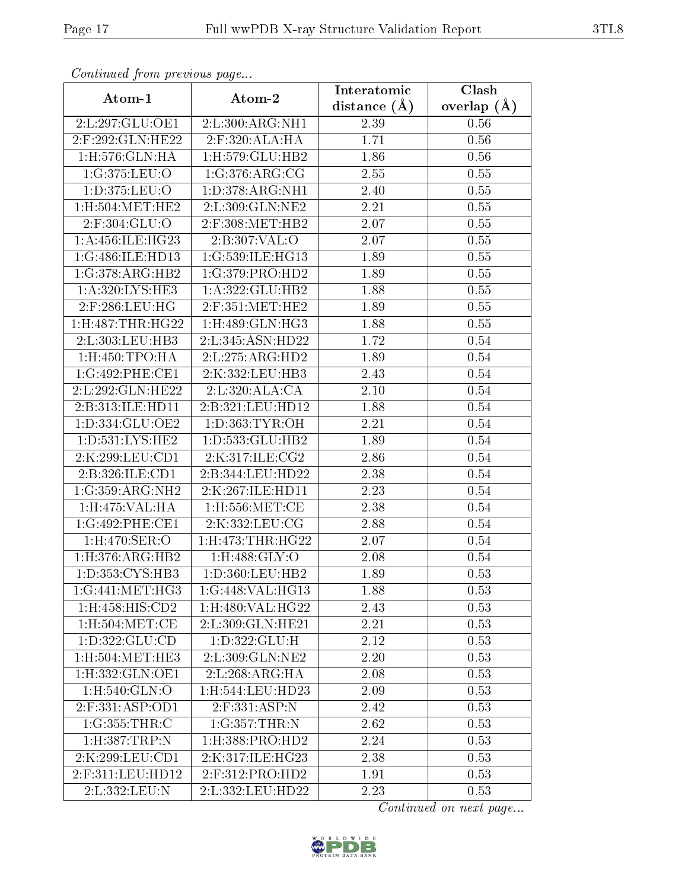*Continued from previous page...*

| Atom-1 | Atom-2 | Interatomic distance (Å) | Clash overlap (Å) |
|---|---|---|---|
| 2:L:297:GLU:OE1 | 2:L:300:ARG:NH1 | 2.39 | 0.56 |
| 2:F:292:GLN:HE22 | 2:F:320:ALA:HA | 1.71 | 0.56 |
| 1:H:576:GLN:HA | 1:H:579:GLU:HB2 | 1.86 | 0.56 |
| 1:G:375:LEU:O | 1:G:376:ARG:CG | 2.55 | 0.55 |
| 1:D:375:LEU:O | 1:D:378:ARG:NH1 | 2.40 | 0.55 |
| 1:H:504:MET:HE2 | 2:L:309:GLN:NE2 | 2.21 | 0.55 |
| 2:F:304:GLU:O | 2:F:308:MET:HB2 | 2.07 | 0.55 |
| 1:A:456:ILE:HG23 | 2:B:307:VAL:O | 2.07 | 0.55 |
| 1:G:486:ILE:HD13 | 1:G:539:ILE:HG13 | 1.89 | 0.55 |
| 1:G:378:ARG:HB2 | 1:G:379:PRO:HD2 | 1.89 | 0.55 |
| 1:A:320:LYS:HE3 | 1:A:322:GLU:HB2 | 1.88 | 0.55 |
| 2:F:286:LEU:HG | 2:F:351:MET:HE2 | 1.89 | 0.55 |
| 1:H:487:THR:HG22 | 1:H:489:GLN:HG3 | 1.88 | 0.55 |
| 2:L:303:LEU:HB3 | 2:L:345:ASN:HD22 | 1.72 | 0.54 |
| 1:H:450:TPO:HA | 2:L:275:ARG:HD2 | 1.89 | 0.54 |
| 1:G:492:PHE:CE1 | 2:K:332:LEU:HB3 | 2.43 | 0.54 |
| 2:L:292:GLN:HE22 | 2:L:320:ALA:CA | 2.10 | 0.54 |
| 2:B:313:ILE:HD11 | 2:B:321:LEU:HD12 | 1.88 | 0.54 |
| 1:D:334:GLU:OE2 | 1:D:363:TYR:OH | 2.21 | 0.54 |
| 1:D:531:LYS:HE2 | 1:D:533:GLU:HB2 | 1.89 | 0.54 |
| 2:K:299:LEU:CD1 | 2:K:317:ILE:CG2 | 2.86 | 0.54 |
| 2:B:326:ILE:CD1 | 2:B:344:LEU:HD22 | 2.38 | 0.54 |
| 1:G:359:ARG:NH2 | 2:K:267:ILE:HD11 | 2.23 | 0.54 |
| 1:H:475:VAL:HA | 1:H:556:MET:CE | 2.38 | 0.54 |
| 1:G:492:PHE:CE1 | 2:K:332:LEU:CG | 2.88 | 0.54 |
| 1:H:470:SER:O | 1:H:473:THR:HG22 | 2.07 | 0.54 |
| 1:H:376:ARG:HB2 | 1:H:488:GLY:O | 2.08 | 0.54 |
| 1:D:353:CYS:HB3 | 1:D:360:LEU:HB2 | 1.89 | 0.53 |
| 1:G:441:MET:HG3 | 1:G:448:VAL:HG13 | 1.88 | 0.53 |
| 1:H:458:HIS:CD2 | 1:H:480:VAL:HG22 | 2.43 | 0.53 |
| 1:H:504:MET:CE | 2:L:309:GLN:HE21 | 2.21 | 0.53 |
| 1:D:322:GLU:CD | 1:D:322:GLU:H | 2.12 | 0.53 |
| 1:H:504:MET:HE3 | 2:L:309:GLN:NE2 | 2.20 | 0.53 |
| 1:H:332:GLN:OE1 | 2:L:268:ARG:HA | 2.08 | 0.53 |
| 1:H:540:GLN:O | 1:H:544:LEU:HD23 | 2.09 | 0.53 |
| 2:F:331:ASP:OD1 | 2:F:331:ASP:N | 2.42 | 0.53 |
| 1:G:355:THR:C | 1:G:357:THR:N | 2.62 | 0.53 |
| 1:H:387:TRP:N | 1:H:388:PRO:HD2 | 2.24 | 0.53 |
| 2:K:299:LEU:CD1 | 2:K:317:ILE:HG23 | 2.38 | 0.53 |
| 2:F:311:LEU:HD12 | 2:F:312:PRO:HD2 | 1.91 | 0.53 |
| 2:L:332:LEU:N | 2:L:332:LEU:HD22 | 2.23 | 0.53 |

*Continued on next page...*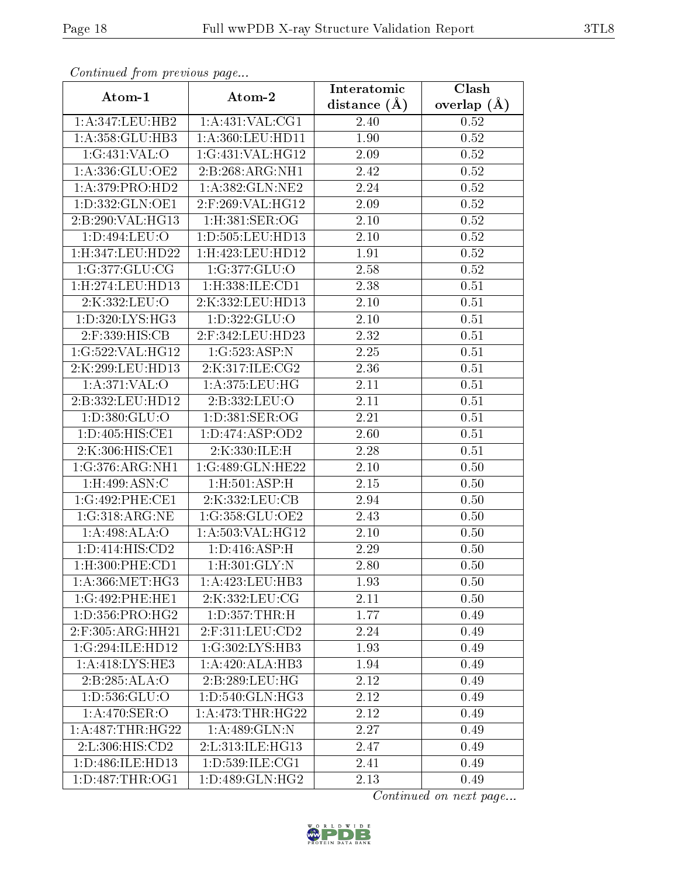*Continued from previous page...*

| Atom-1 | Atom-2 | Interatomic distance (Å) | Clash overlap (Å) |
|---|---|---|---|
| 1:A:347:LEU:HB2 | 1:A:431:VAL:CG1 | 2.40 | 0.52 |
| 1:A:358:GLU:HB3 | 1:A:360:LEU:HD11 | 1.90 | 0.52 |
| 1:G:431:VAL:O | 1:G:431:VAL:HG12 | 2.09 | 0.52 |
| 1:A:336:GLU:OE2 | 2:B:268:ARG:NH1 | 2.42 | 0.52 |
| 1:A:379:PRO:HD2 | 1:A:382:GLN:NE2 | 2.24 | 0.52 |
| 1:D:332:GLN:OE1 | 2:F:269:VAL:HG12 | 2.09 | 0.52 |
| 2:B:290:VAL:HG13 | 1:H:381:SER:OG | 2.10 | 0.52 |
| 1:D:494:LEU:O | 1:D:505:LEU:HD13 | 2.10 | 0.52 |
| 1:H:347:LEU:HD22 | 1:H:423:LEU:HD12 | 1.91 | 0.52 |
| 1:G:377:GLU:CG | 1:G:377:GLU:O | 2.58 | 0.52 |
| 1:H:274:LEU:HD13 | 1:H:338:ILE:CD1 | 2.38 | 0.51 |
| 2:K:332:LEU:O | 2:K:332:LEU:HD13 | 2.10 | 0.51 |
| 1:D:320:LYS:HG3 | 1:D:322:GLU:O | 2.10 | 0.51 |
| 2:F:339:HIS:CB | 2:F:342:LEU:HD23 | 2.32 | 0.51 |
| 1:G:522:VAL:HG12 | 1:G:523:ASP:N | 2.25 | 0.51 |
| 2:K:299:LEU:HD13 | 2:K:317:ILE:CG2 | 2.36 | 0.51 |
| 1:A:371:VAL:O | 1:A:375:LEU:HG | 2.11 | 0.51 |
| 2:B:332:LEU:HD12 | 2:B:332:LEU:O | 2.11 | 0.51 |
| 1:D:380:GLU:O | 1:D:381:SER:OG | 2.21 | 0.51 |
| 1:D:405:HIS:CE1 | 1:D:474:ASP:OD2 | 2.60 | 0.51 |
| 2:K:306:HIS:CE1 | 2:K:330:ILE:H | 2.28 | 0.51 |
| 1:G:376:ARG:NH1 | 1:G:489:GLN:HE22 | 2.10 | 0.50 |
| 1:H:499:ASN:C | 1:H:501:ASP:H | 2.15 | 0.50 |
| 1:G:492:PHE:CE1 | 2:K:332:LEU:CB | 2.94 | 0.50 |
| 1:G:318:ARG:NE | 1:G:358:GLU:OE2 | 2.43 | 0.50 |
| 1:A:498:ALA:O | 1:A:503:VAL:HG12 | 2.10 | 0.50 |
| 1:D:414:HIS:CD2 | 1:D:416:ASP:H | 2.29 | 0.50 |
| 1:H:300:PHE:CD1 | 1:H:301:GLY:N | 2.80 | 0.50 |
| 1:A:366:MET:HG3 | 1:A:423:LEU:HB3 | 1.93 | 0.50 |
| 1:G:492:PHE:HE1 | 2:K:332:LEU:CG | 2.11 | 0.50 |
| 1:D:356:PRO:HG2 | 1:D:357:THR:H | 1.77 | 0.49 |
| 2:F:305:ARG:HH21 | 2:F:311:LEU:CD2 | 2.24 | 0.49 |
| 1:G:294:ILE:HD12 | 1:G:302:LYS:HB3 | 1.93 | 0.49 |
| 1:A:418:LYS:HE3 | 1:A:420:ALA:HB3 | 1.94 | 0.49 |
| 2:B:285:ALA:O | 2:B:289:LEU:HG | 2.12 | 0.49 |
| 1:D:536:GLU:O | 1:D:540:GLN:HG3 | 2.12 | 0.49 |
| 1:A:470:SER:O | 1:A:473:THR:HG22 | 2.12 | 0.49 |
| 1:A:487:THR:HG22 | 1:A:489:GLN:N | 2.27 | 0.49 |
| 2:L:306:HIS:CD2 | 2:L:313:ILE:HG13 | 2.47 | 0.49 |
| 1:D:486:ILE:HD13 | 1:D:539:ILE:CG1 | 2.41 | 0.49 |
| 1:D:487:THR:OG1 | 1:D:489:GLN:HG2 | 2.13 | 0.49 |

*Continued on next page...*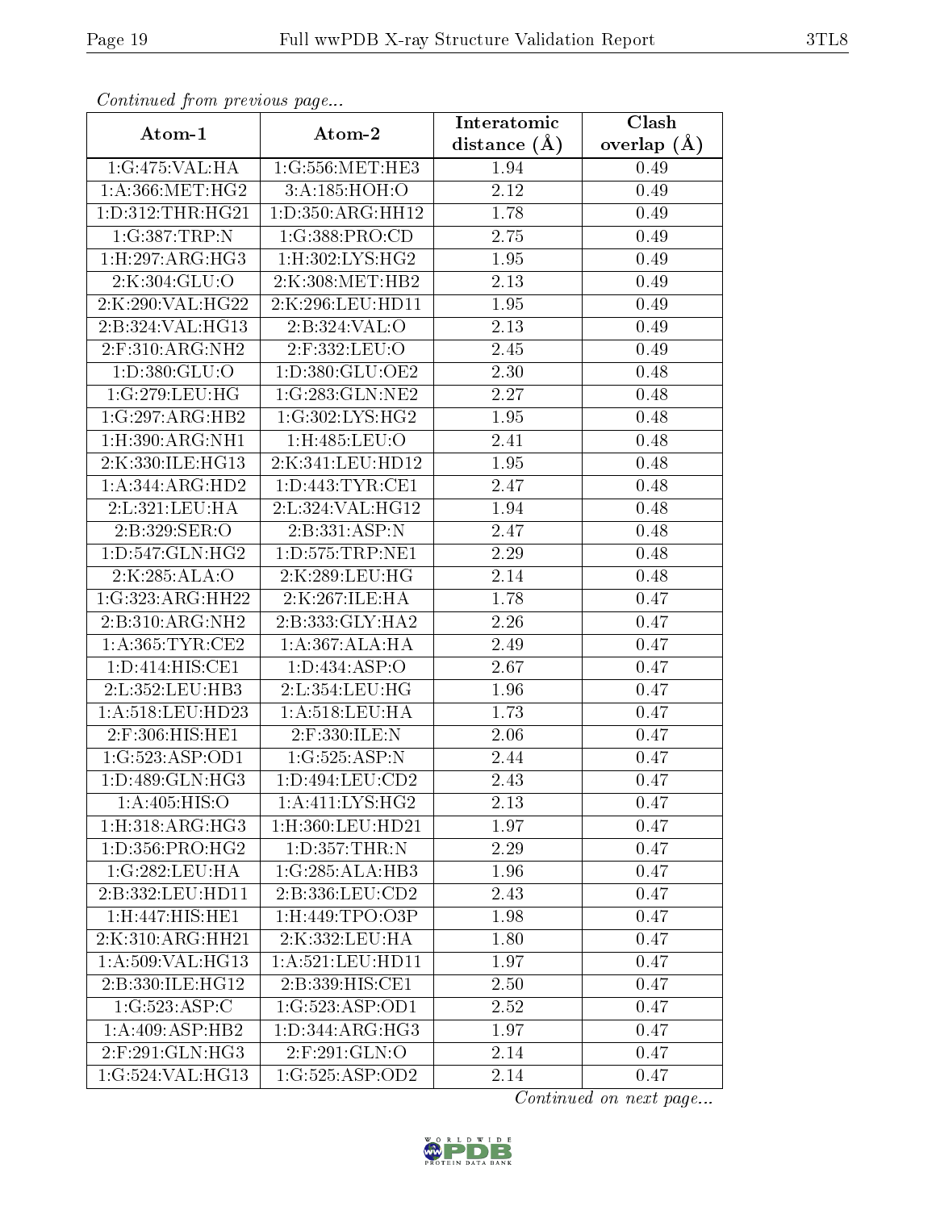*Continued from previous page...*

| Atom-1 | Atom-2 | Interatomic distance (Å) | Clash overlap (Å) |
|---|---|---|---|
| 1:G:475:VAL:HA | 1:G:556:MET:HE3 | 1.94 | 0.49 |
| 1:A:366:MET:HG2 | 3:A:185:HOH:O | 2.12 | 0.49 |
| 1:D:312:THR:HG21 | 1:D:350:ARG:HH12 | 1.78 | 0.49 |
| 1:G:387:TRP:N | 1:G:388:PRO:CD | 2.75 | 0.49 |
| 1:H:297:ARG:HG3 | 1:H:302:LYS:HG2 | 1.95 | 0.49 |
| 2:K:304:GLU:O | 2:K:308:MET:HB2 | 2.13 | 0.49 |
| 2:K:290:VAL:HG22 | 2:K:296:LEU:HD11 | 1.95 | 0.49 |
| 2:B:324:VAL:HG13 | 2:B:324:VAL:O | 2.13 | 0.49 |
| 2:F:310:ARG:NH2 | 2:F:332:LEU:O | 2.45 | 0.49 |
| 1:D:380:GLU:O | 1:D:380:GLU:OE2 | 2.30 | 0.48 |
| 1:G:279:LEU:HG | 1:G:283:GLN:NE2 | 2.27 | 0.48 |
| 1:G:297:ARG:HB2 | 1:G:302:LYS:HG2 | 1.95 | 0.48 |
| 1:H:390:ARG:NH1 | 1:H:485:LEU:O | 2.41 | 0.48 |
| 2:K:330:ILE:HG13 | 2:K:341:LEU:HD12 | 1.95 | 0.48 |
| 1:A:344:ARG:HD2 | 1:D:443:TYR:CE1 | 2.47 | 0.48 |
| 2:L:321:LEU:HA | 2:L:324:VAL:HG12 | 1.94 | 0.48 |
| 2:B:329:SER:O | 2:B:331:ASP:N | 2.47 | 0.48 |
| 1:D:547:GLN:HG2 | 1:D:575:TRP:NE1 | 2.29 | 0.48 |
| 2:K:285:ALA:O | 2:K:289:LEU:HG | 2.14 | 0.48 |
| 1:G:323:ARG:HH22 | 2:K:267:ILE:HA | 1.78 | 0.47 |
| 2:B:310:ARG:NH2 | 2:B:333:GLY:HA2 | 2.26 | 0.47 |
| 1:A:365:TYR:CE2 | 1:A:367:ALA:HA | 2.49 | 0.47 |
| 1:D:414:HIS:CE1 | 1:D:434:ASP:O | 2.67 | 0.47 |
| 2:L:352:LEU:HB3 | 2:L:354:LEU:HG | 1.96 | 0.47 |
| 1:A:518:LEU:HD23 | 1:A:518:LEU:HA | 1.73 | 0.47 |
| 2:F:306:HIS:HE1 | 2:F:330:ILE:N | 2.06 | 0.47 |
| 1:G:523:ASP:OD1 | 1:G:525:ASP:N | 2.44 | 0.47 |
| 1:D:489:GLN:HG3 | 1:D:494:LEU:CD2 | 2.43 | 0.47 |
| 1:A:405:HIS:O | 1:A:411:LYS:HG2 | 2.13 | 0.47 |
| 1:H:318:ARG:HG3 | 1:H:360:LEU:HD21 | 1.97 | 0.47 |
| 1:D:356:PRO:HG2 | 1:D:357:THR:N | 2.29 | 0.47 |
| 1:G:282:LEU:HA | 1:G:285:ALA:HB3 | 1.96 | 0.47 |
| 2:B:332:LEU:HD11 | 2:B:336:LEU:CD2 | 2.43 | 0.47 |
| 1:H:447:HIS:HE1 | 1:H:449:TPO:O3P | 1.98 | 0.47 |
| 2:K:310:ARG:HH21 | 2:K:332:LEU:HA | 1.80 | 0.47 |
| 1:A:509:VAL:HG13 | 1:A:521:LEU:HD11 | 1.97 | 0.47 |
| 2:B:330:ILE:HG12 | 2:B:339:HIS:CE1 | 2.50 | 0.47 |
| 1:G:523:ASP:C | 1:G:523:ASP:OD1 | 2.52 | 0.47 |
| 1:A:409:ASP:HB2 | 1:D:344:ARG:HG3 | 1.97 | 0.47 |
| 2:F:291:GLN:HG3 | 2:F:291:GLN:O | 2.14 | 0.47 |
| 1:G:524:VAL:HG13 | 1:G:525:ASP:OD2 | 2.14 | 0.47 |

*Continued on next page...*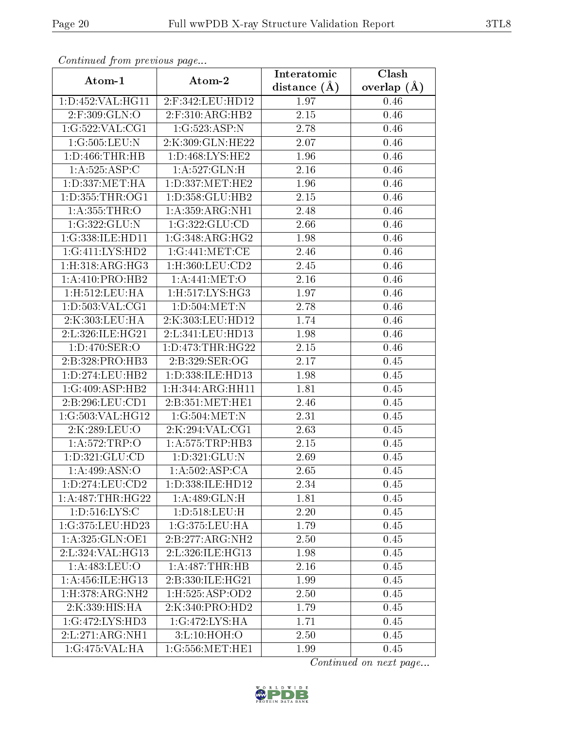*Continued from previous page...*

| Atom-1 | Atom-2 | Interatomic distance (Å) | Clash overlap (Å) |
|---|---|---|---|
| 1:D:452:VAL:HG11 | 2:F:342:LEU:HD12 | 1.97 | 0.46 |
| 2:F:309:GLN:O | 2:F:310:ARG:HB2 | 2.15 | 0.46 |
| 1:G:522:VAL:CG1 | 1:G:523:ASP:N | 2.78 | 0.46 |
| 1:G:505:LEU:N | 2:K:309:GLN:HE22 | 2.07 | 0.46 |
| 1:D:466:THR:HB | 1:D:468:LYS:HE2 | 1.96 | 0.46 |
| 1:A:525:ASP:C | 1:A:527:GLN:H | 2.16 | 0.46 |
| 1:D:337:MET:HA | 1:D:337:MET:HE2 | 1.96 | 0.46 |
| 1:D:355:THR:OG1 | 1:D:358:GLU:HB2 | 2.15 | 0.46 |
| 1:A:355:THR:O | 1:A:359:ARG:NH1 | 2.48 | 0.46 |
| 1:G:322:GLU:N | 1:G:322:GLU:CD | 2.66 | 0.46 |
| 1:G:338:ILE:HD11 | 1:G:348:ARG:HG2 | 1.98 | 0.46 |
| 1:G:411:LYS:HD2 | 1:G:441:MET:CE | 2.46 | 0.46 |
| 1:H:318:ARG:HG3 | 1:H:360:LEU:CD2 | 2.45 | 0.46 |
| 1:A:410:PRO:HB2 | 1:A:441:MET:O | 2.16 | 0.46 |
| 1:H:512:LEU:HA | 1:H:517:LYS:HG3 | 1.97 | 0.46 |
| 1:D:503:VAL:CG1 | 1:D:504:MET:N | 2.78 | 0.46 |
| 2:K:303:LEU:HA | 2:K:303:LEU:HD12 | 1.74 | 0.46 |
| 2:L:326:ILE:HG21 | 2:L:341:LEU:HD13 | 1.98 | 0.46 |
| 1:D:470:SER:O | 1:D:473:THR:HG22 | 2.15 | 0.46 |
| 2:B:328:PRO:HB3 | 2:B:329:SER:OG | 2.17 | 0.45 |
| 1:D:274:LEU:HB2 | 1:D:338:ILE:HD13 | 1.98 | 0.45 |
| 1:G:409:ASP:HB2 | 1:H:344:ARG:HH11 | 1.81 | 0.45 |
| 2:B:296:LEU:CD1 | 2:B:351:MET:HE1 | 2.46 | 0.45 |
| 1:G:503:VAL:HG12 | 1:G:504:MET:N | 2.31 | 0.45 |
| 2:K:289:LEU:O | 2:K:294:VAL:CG1 | 2.63 | 0.45 |
| 1:A:572:TRP:O | 1:A:575:TRP:HB3 | 2.15 | 0.45 |
| 1:D:321:GLU:CD | 1:D:321:GLU:N | 2.69 | 0.45 |
| 1:A:499:ASN:O | 1:A:502:ASP:CA | 2.65 | 0.45 |
| 1:D:274:LEU:CD2 | 1:D:338:ILE:HD12 | 2.34 | 0.45 |
| 1:A:487:THR:HG22 | 1:A:489:GLN:H | 1.81 | 0.45 |
| 1:D:516:LYS:C | 1:D:518:LEU:H | 2.20 | 0.45 |
| 1:G:375:LEU:HD23 | 1:G:375:LEU:HA | 1.79 | 0.45 |
| 1:A:325:GLN:OE1 | 2:B:277:ARG:NH2 | 2.50 | 0.45 |
| 2:L:324:VAL:HG13 | 2:L:326:ILE:HG13 | 1.98 | 0.45 |
| 1:A:483:LEU:O | 1:A:487:THR:HB | 2.16 | 0.45 |
| 1:A:456:ILE:HG13 | 2:B:330:ILE:HG21 | 1.99 | 0.45 |
| 1:H:378:ARG:NH2 | 1:H:525:ASP:OD2 | 2.50 | 0.45 |
| 2:K:339:HIS:HA | 2:K:340:PRO:HD2 | 1.79 | 0.45 |
| 1:G:472:LYS:HD3 | 1:G:472:LYS:HA | 1.71 | 0.45 |
| 2:L:271:ARG:NH1 | 3:L:10:HOH:O | 2.50 | 0.45 |
| 1:G:475:VAL:HA | 1:G:556:MET:HE1 | 1.99 | 0.45 |

*Continued on next page...*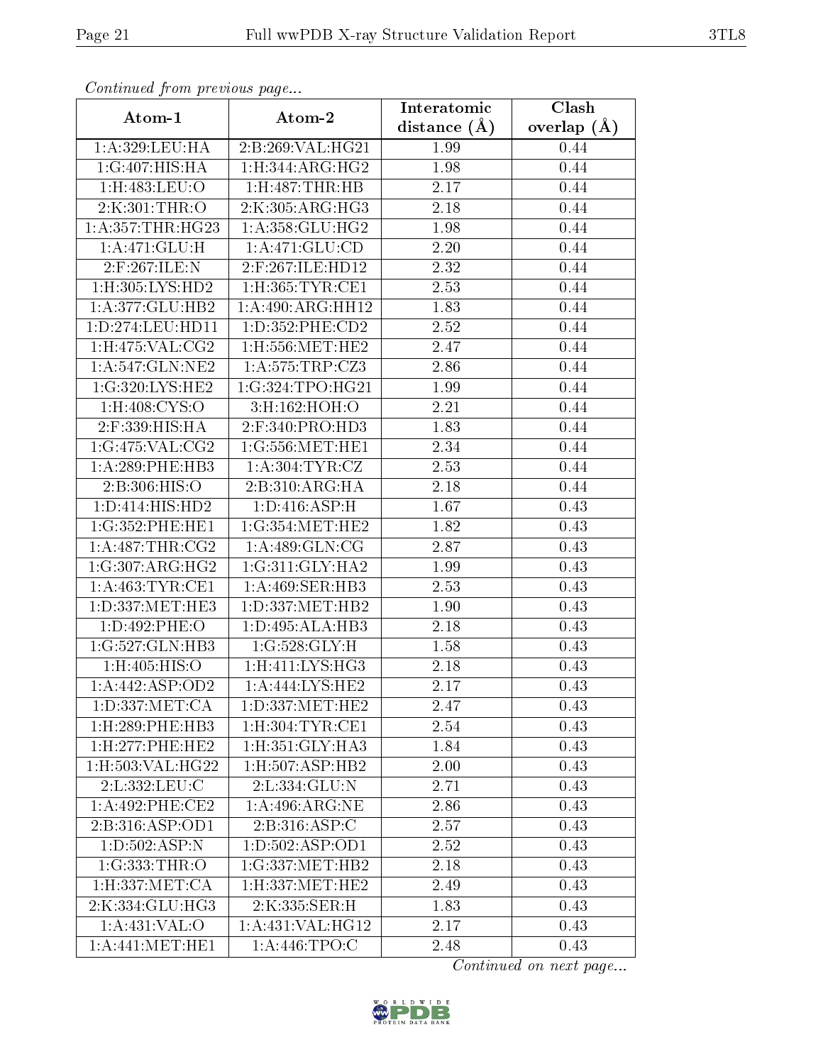*Continued from previous page...*

| Atom-1 | Atom-2 | Interatomic distance (Å) | Clash overlap (Å) |
|---|---|---|---|
| 1:A:329:LEU:HA | 2:B:269:VAL:HG21 | 1.99 | 0.44 |
| 1:G:407:HIS:HA | 1:H:344:ARG:HG2 | 1.98 | 0.44 |
| 1:H:483:LEU:O | 1:H:487:THR:HB | 2.17 | 0.44 |
| 2:K:301:THR:O | 2:K:305:ARG:HG3 | 2.18 | 0.44 |
| 1:A:357:THR:HG23 | 1:A:358:GLU:HG2 | 1.98 | 0.44 |
| 1:A:471:GLU:H | 1:A:471:GLU:CD | 2.20 | 0.44 |
| 2:F:267:ILE:N | 2:F:267:ILE:HD12 | 2.32 | 0.44 |
| 1:H:305:LYS:HD2 | 1:H:365:TYR:CE1 | 2.53 | 0.44 |
| 1:A:377:GLU:HB2 | 1:A:490:ARG:HH12 | 1.83 | 0.44 |
| 1:D:274:LEU:HD11 | 1:D:352:PHE:CD2 | 2.52 | 0.44 |
| 1:H:475:VAL:CG2 | 1:H:556:MET:HE2 | 2.47 | 0.44 |
| 1:A:547:GLN:NE2 | 1:A:575:TRP:CZ3 | 2.86 | 0.44 |
| 1:G:320:LYS:HE2 | 1:G:324:TPO:HG21 | 1.99 | 0.44 |
| 1:H:408:CYS:O | 3:H:162:HOH:O | 2.21 | 0.44 |
| 2:F:339:HIS:HA | 2:F:340:PRO:HD3 | 1.83 | 0.44 |
| 1:G:475:VAL:CG2 | 1:G:556:MET:HE1 | 2.34 | 0.44 |
| 1:A:289:PHE:HB3 | 1:A:304:TYR:CZ | 2.53 | 0.44 |
| 2:B:306:HIS:O | 2:B:310:ARG:HA | 2.18 | 0.44 |
| 1:D:414:HIS:HD2 | 1:D:416:ASP:H | 1.67 | 0.43 |
| 1:G:352:PHE:HE1 | 1:G:354:MET:HE2 | 1.82 | 0.43 |
| 1:A:487:THR:CG2 | 1:A:489:GLN:CG | 2.87 | 0.43 |
| 1:G:307:ARG:HG2 | 1:G:311:GLY:HA2 | 1.99 | 0.43 |
| 1:A:463:TYR:CE1 | 1:A:469:SER:HB3 | 2.53 | 0.43 |
| 1:D:337:MET:HE3 | 1:D:337:MET:HB2 | 1.90 | 0.43 |
| 1:D:492:PHE:O | 1:D:495:ALA:HB3 | 2.18 | 0.43 |
| 1:G:527:GLN:HB3 | 1:G:528:GLY:H | 1.58 | 0.43 |
| 1:H:405:HIS:O | 1:H:411:LYS:HG3 | 2.18 | 0.43 |
| 1:A:442:ASP:OD2 | 1:A:444:LYS:HE2 | 2.17 | 0.43 |
| 1:D:337:MET:CA | 1:D:337:MET:HE2 | 2.47 | 0.43 |
| 1:H:289:PHE:HB3 | 1:H:304:TYR:CE1 | 2.54 | 0.43 |
| 1:H:277:PHE:HE2 | 1:H:351:GLY:HA3 | 1.84 | 0.43 |
| 1:H:503:VAL:HG22 | 1:H:507:ASP:HB2 | 2.00 | 0.43 |
| 2:L:332:LEU:C | 2:L:334:GLU:N | 2.71 | 0.43 |
| 1:A:492:PHE:CE2 | 1:A:496:ARG:NE | 2.86 | 0.43 |
| 2:B:316:ASP:OD1 | 2:B:316:ASP:C | 2.57 | 0.43 |
| 1:D:502:ASP:N | 1:D:502:ASP:OD1 | 2.52 | 0.43 |
| 1:G:333:THR:O | 1:G:337:MET:HB2 | 2.18 | 0.43 |
| 1:H:337:MET:CA | 1:H:337:MET:HE2 | 2.49 | 0.43 |
| 2:K:334:GLU:HG3 | 2:K:335:SER:H | 1.83 | 0.43 |
| 1:A:431:VAL:O | 1:A:431:VAL:HG12 | 2.17 | 0.43 |
| 1:A:441:MET:HE1 | 1:A:446:TPO:C | 2.48 | 0.43 |

*Continued on next page...*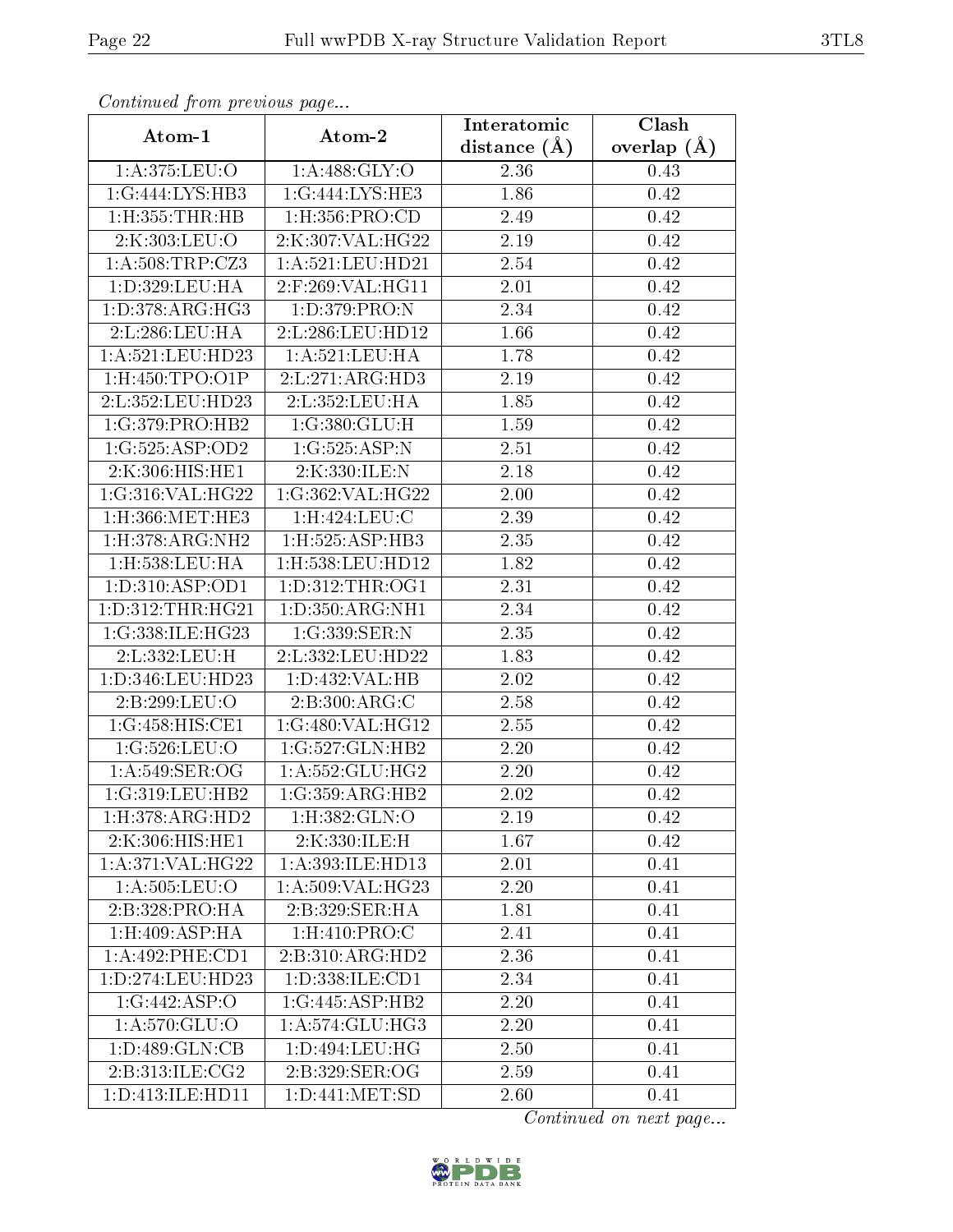*Continued from previous page...*

| Atom-1 | Atom-2 | Interatomic distance (Å) | Clash overlap (Å) |
|---|---|---|---|
| 1:A:375:LEU:O | 1:A:488:GLY:O | 2.36 | 0.43 |
| 1:G:444:LYS:HB3 | 1:G:444:LYS:HE3 | 1.86 | 0.42 |
| 1:H:355:THR:HB | 1:H:356:PRO:CD | 2.49 | 0.42 |
| 2:K:303:LEU:O | 2:K:307:VAL:HG22 | 2.19 | 0.42 |
| 1:A:508:TRP:CZ3 | 1:A:521:LEU:HD21 | 2.54 | 0.42 |
| 1:D:329:LEU:HA | 2:F:269:VAL:HG11 | 2.01 | 0.42 |
| 1:D:378:ARG:HG3 | 1:D:379:PRO:N | 2.34 | 0.42 |
| 2:L:286:LEU:HA | 2:L:286:LEU:HD12 | 1.66 | 0.42 |
| 1:A:521:LEU:HD23 | 1:A:521:LEU:HA | 1.78 | 0.42 |
| 1:H:450:TPO:O1P | 2:L:271:ARG:HD3 | 2.19 | 0.42 |
| 2:L:352:LEU:HD23 | 2:L:352:LEU:HA | 1.85 | 0.42 |
| 1:G:379:PRO:HB2 | 1:G:380:GLU:H | 1.59 | 0.42 |
| 1:G:525:ASP:OD2 | 1:G:525:ASP:N | 2.51 | 0.42 |
| 2:K:306:HIS:HE1 | 2:K:330:ILE:N | 2.18 | 0.42 |
| 1:G:316:VAL:HG22 | 1:G:362:VAL:HG22 | 2.00 | 0.42 |
| 1:H:366:MET:HE3 | 1:H:424:LEU:C | 2.39 | 0.42 |
| 1:H:378:ARG:NH2 | 1:H:525:ASP:HB3 | 2.35 | 0.42 |
| 1:H:538:LEU:HA | 1:H:538:LEU:HD12 | 1.82 | 0.42 |
| 1:D:310:ASP:OD1 | 1:D:312:THR:OG1 | 2.31 | 0.42 |
| 1:D:312:THR:HG21 | 1:D:350:ARG:NH1 | 2.34 | 0.42 |
| 1:G:338:ILE:HG23 | 1:G:339:SER:N | 2.35 | 0.42 |
| 2:L:332:LEU:H | 2:L:332:LEU:HD22 | 1.83 | 0.42 |
| 1:D:346:LEU:HD23 | 1:D:432:VAL:HB | 2.02 | 0.42 |
| 2:B:299:LEU:O | 2:B:300:ARG:C | 2.58 | 0.42 |
| 1:G:458:HIS:CE1 | 1:G:480:VAL:HG12 | 2.55 | 0.42 |
| 1:G:526:LEU:O | 1:G:527:GLN:HB2 | 2.20 | 0.42 |
| 1:A:549:SER:OG | 1:A:552:GLU:HG2 | 2.20 | 0.42 |
| 1:G:319:LEU:HB2 | 1:G:359:ARG:HB2 | 2.02 | 0.42 |
| 1:H:378:ARG:HD2 | 1:H:382:GLN:O | 2.19 | 0.42 |
| 2:K:306:HIS:HE1 | 2:K:330:ILE:H | 1.67 | 0.42 |
| 1:A:371:VAL:HG22 | 1:A:393:ILE:HD13 | 2.01 | 0.41 |
| 1:A:505:LEU:O | 1:A:509:VAL:HG23 | 2.20 | 0.41 |
| 2:B:328:PRO:HA | 2:B:329:SER:HA | 1.81 | 0.41 |
| 1:H:409:ASP:HA | 1:H:410:PRO:C | 2.41 | 0.41 |
| 1:A:492:PHE:CD1 | 2:B:310:ARG:HD2 | 2.36 | 0.41 |
| 1:D:274:LEU:HD23 | 1:D:338:ILE:CD1 | 2.34 | 0.41 |
| 1:G:442:ASP:O | 1:G:445:ASP:HB2 | 2.20 | 0.41 |
| 1:A:570:GLU:O | 1:A:574:GLU:HG3 | 2.20 | 0.41 |
| 1:D:489:GLN:CB | 1:D:494:LEU:HG | 2.50 | 0.41 |
| 2:B:313:ILE:CG2 | 2:B:329:SER:OG | 2.59 | 0.41 |
| 1:D:413:ILE:HD11 | 1:D:441:MET:SD | 2.60 | 0.41 |

*Continued on next page...*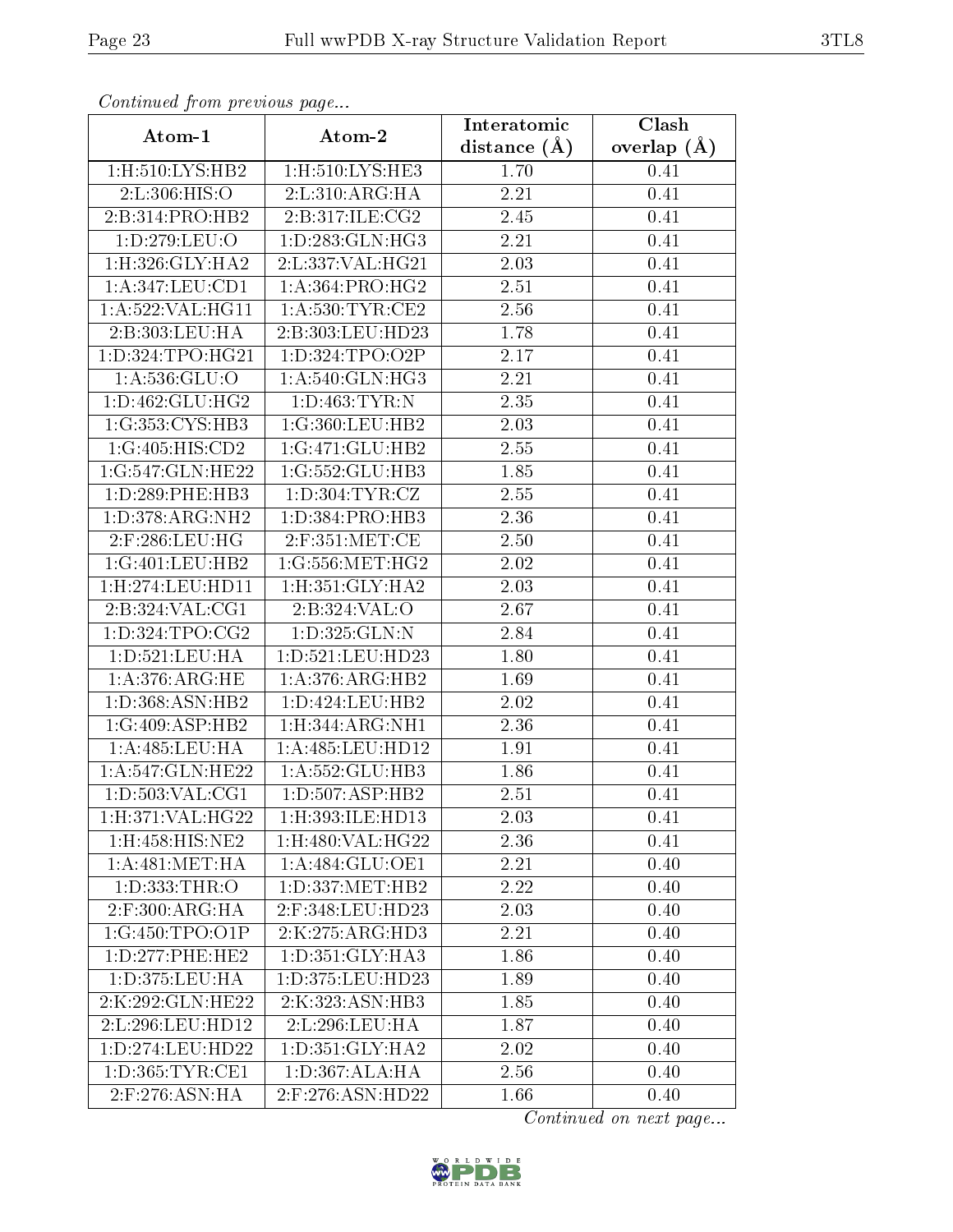*Continued from previous page...*

| Atom-1 | Atom-2 | Interatomic distance (Å) | Clash overlap (Å) |
|---|---|---|---|
| 1:H:510:LYS:HB2 | 1:H:510:LYS:HE3 | 1.70 | 0.41 |
| 2:L:306:HIS:O | 2:L:310:ARG:HA | 2.21 | 0.41 |
| 2:B:314:PRO:HB2 | 2:B:317:ILE:CG2 | 2.45 | 0.41 |
| 1:D:279:LEU:O | 1:D:283:GLN:HG3 | 2.21 | 0.41 |
| 1:H:326:GLY:HA2 | 2:L:337:VAL:HG21 | 2.03 | 0.41 |
| 1:A:347:LEU:CD1 | 1:A:364:PRO:HG2 | 2.51 | 0.41 |
| 1:A:522:VAL:HG11 | 1:A:530:TYR:CE2 | 2.56 | 0.41 |
| 2:B:303:LEU:HA | 2:B:303:LEU:HD23 | 1.78 | 0.41 |
| 1:D:324:TPO:HG21 | 1:D:324:TPO:O2P | 2.17 | 0.41 |
| 1:A:536:GLU:O | 1:A:540:GLN:HG3 | 2.21 | 0.41 |
| 1:D:462:GLU:HG2 | 1:D:463:TYR:N | 2.35 | 0.41 |
| 1:G:353:CYS:HB3 | 1:G:360:LEU:HB2 | 2.03 | 0.41 |
| 1:G:405:HIS:CD2 | 1:G:471:GLU:HB2 | 2.55 | 0.41 |
| 1:G:547:GLN:HE22 | 1:G:552:GLU:HB3 | 1.85 | 0.41 |
| 1:D:289:PHE:HB3 | 1:D:304:TYR:CZ | 2.55 | 0.41 |
| 1:D:378:ARG:NH2 | 1:D:384:PRO:HB3 | 2.36 | 0.41 |
| 2:F:286:LEU:HG | 2:F:351:MET:CE | 2.50 | 0.41 |
| 1:G:401:LEU:HB2 | 1:G:556:MET:HG2 | 2.02 | 0.41 |
| 1:H:274:LEU:HD11 | 1:H:351:GLY:HA2 | 2.03 | 0.41 |
| 2:B:324:VAL:CG1 | 2:B:324:VAL:O | 2.67 | 0.41 |
| 1:D:324:TPO:CG2 | 1:D:325:GLN:N | 2.84 | 0.41 |
| 1:D:521:LEU:HA | 1:D:521:LEU:HD23 | 1.80 | 0.41 |
| 1:A:376:ARG:HE | 1:A:376:ARG:HB2 | 1.69 | 0.41 |
| 1:D:368:ASN:HB2 | 1:D:424:LEU:HB2 | 2.02 | 0.41 |
| 1:G:409:ASP:HB2 | 1:H:344:ARG:NH1 | 2.36 | 0.41 |
| 1:A:485:LEU:HA | 1:A:485:LEU:HD12 | 1.91 | 0.41 |
| 1:A:547:GLN:HE22 | 1:A:552:GLU:HB3 | 1.86 | 0.41 |
| 1:D:503:VAL:CG1 | 1:D:507:ASP:HB2 | 2.51 | 0.41 |
| 1:H:371:VAL:HG22 | 1:H:393:ILE:HD13 | 2.03 | 0.41 |
| 1:H:458:HIS:NE2 | 1:H:480:VAL:HG22 | 2.36 | 0.41 |
| 1:A:481:MET:HA | 1:A:484:GLU:OE1 | 2.21 | 0.40 |
| 1:D:333:THR:O | 1:D:337:MET:HB2 | 2.22 | 0.40 |
| 2:F:300:ARG:HA | 2:F:348:LEU:HD23 | 2.03 | 0.40 |
| 1:G:450:TPO:O1P | 2:K:275:ARG:HD3 | 2.21 | 0.40 |
| 1:D:277:PHE:HE2 | 1:D:351:GLY:HA3 | 1.86 | 0.40 |
| 1:D:375:LEU:HA | 1:D:375:LEU:HD23 | 1.89 | 0.40 |
| 2:K:292:GLN:HE22 | 2:K:323:ASN:HB3 | 1.85 | 0.40 |
| 2:L:296:LEU:HD12 | 2:L:296:LEU:HA | 1.87 | 0.40 |
| 1:D:274:LEU:HD22 | 1:D:351:GLY:HA2 | 2.02 | 0.40 |
| 1:D:365:TYR:CE1 | 1:D:367:ALA:HA | 2.56 | 0.40 |
| 2:F:276:ASN:HA | 2:F:276:ASN:HD22 | 1.66 | 0.40 |

*Continued on next page...*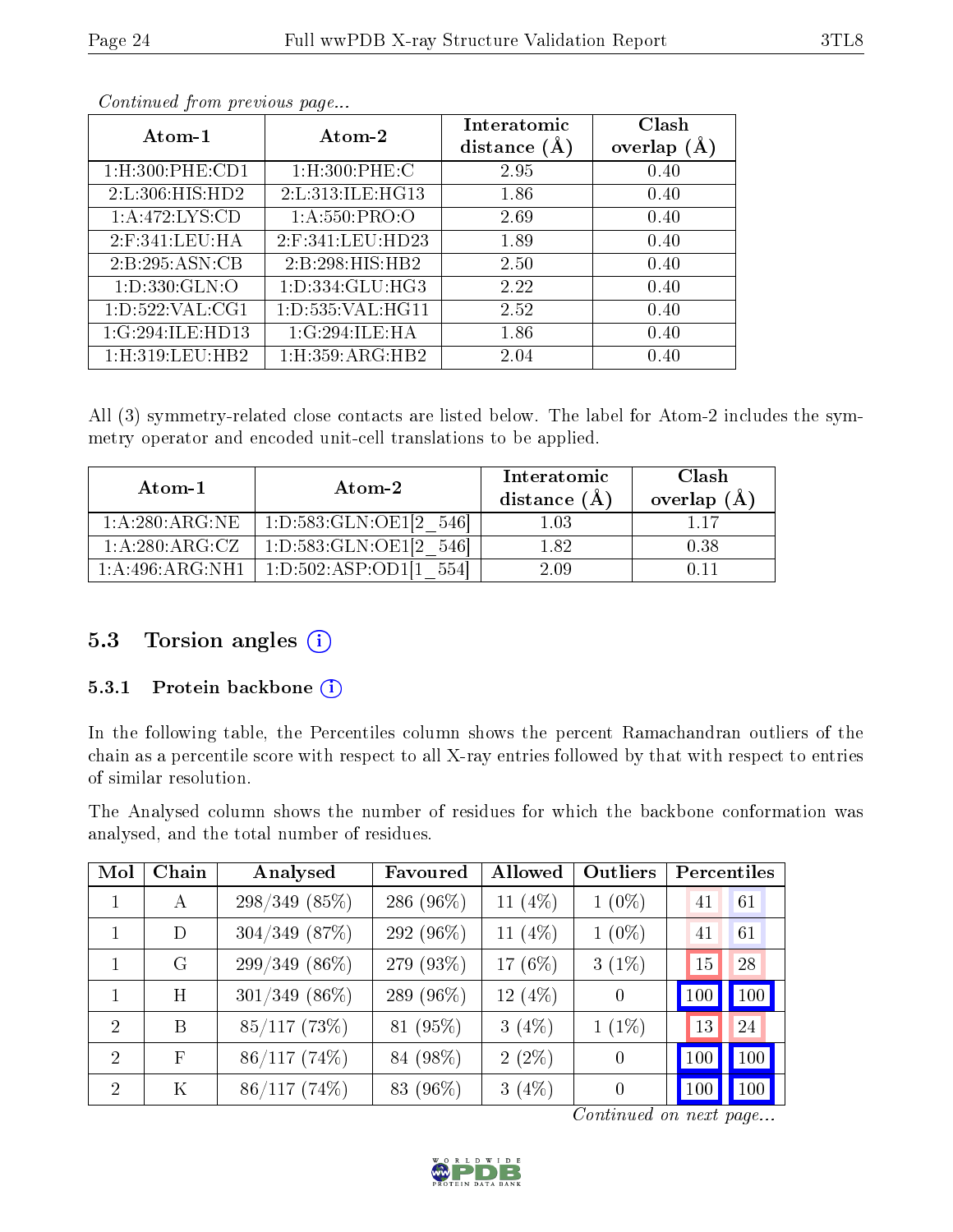*Continued from previous page...*

| Atom-1 | Atom-2 | Interatomic distance (Å) | Clash overlap (Å) |
|---|---|---|---|
| 1:H:300:PHE:CD1 | 1:H:300:PHE:C | 2.95 | 0.40 |
| 2:L:306:HIS:HD2 | 2:L:313:ILE:HG13 | 1.86 | 0.40 |
| 1:A:472:LYS:CD | 1:A:550:PRO:O | 2.69 | 0.40 |
| 2:F:341:LEU:HA | 2:F:341:LEU:HD23 | 1.89 | 0.40 |
| 2:B:295:ASN:CB | 2:B:298:HIS:HB2 | 2.50 | 0.40 |
| 1:D:330:GLN:O | 1:D:334:GLU:HG3 | 2.22 | 0.40 |
| 1:D:522:VAL:CG1 | 1:D:535:VAL:HG11 | 2.52 | 0.40 |
| 1:G:294:ILE:HD13 | 1:G:294:ILE:HA | 1.86 | 0.40 |
| 1:H:319:LEU:HB2 | 1:H:359:ARG:HB2 | 2.04 | 0.40 |

All (3) symmetry-related close contacts are listed below. The label for Atom-2 includes the symmetry operator and encoded unit-cell translations to be applied.

| Atom-1 | Atom-2 | Interatomic distance (Å) | Clash overlap (Å) |
|---|---|---|---|
| 1:A:280:ARG:NE | 1:D:583:GLN:OE1[2_546] | 1.03 | 1.17 |
| 1:A:280:ARG:CZ | 1:D:583:GLN:OE1[2_546] | 1.82 | 0.38 |
| 1:A:496:ARG:NH1 | 1:D:502:ASP:OD1[1_554] | 2.09 | 0.11 |

## 5.3 Torsion angles

### 5.3.1 Protein backbone

In the following table, the Percentiles column shows the percent Ramachandran outliers of the chain as a percentile score with respect to all X-ray entries followed by that with respect to entries of similar resolution.

The Analysed column shows the number of residues for which the backbone conformation was analysed, and the total number of residues.

| Mol | Chain | Analysed | Favoured | Allowed | Outliers | Percentiles | |
|---|---|---|---|---|---|---|---|
| 1 | A | 298/349 (85%) | 286 (96%) | 11 (4%) | 1 (0%) | 41 | 61 |
| 1 | D | 304/349 (87%) | 292 (96%) | 11 (4%) | 1 (0%) | 41 | 61 |
| 1 | G | 299/349 (86%) | 279 (93%) | 17 (6%) | 3 (1%) | 15 | 28 |
| 1 | H | 301/349 (86%) | 289 (96%) | 12 (4%) | 0 | 100 | 100 |
| 2 | B | 85/117 (73%) | 81 (95%) | 3 (4%) | 1 (1%) | 13 | 24 |
| 2 | F | 86/117 (74%) | 84 (98%) | 2 (2%) | 0 | 100 | 100 |
| 2 | K | 86/117 (74%) | 83 (96%) | 3 (4%) | 0 | 100 | 100 |

*Continued on next page...*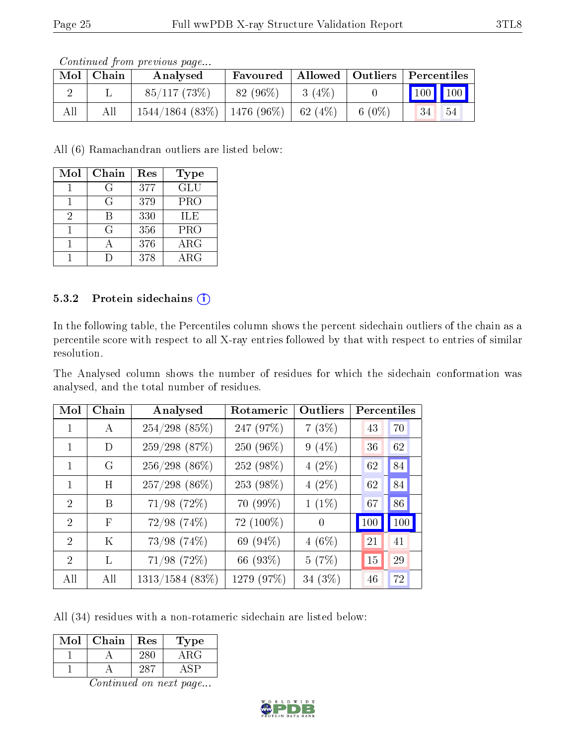*Continued from previous page...*

| Mol | Chain | Analysed | Favoured | Allowed | Outliers | Percentiles | |
|---|---|---|---|---|---|---|---|
| 2 | L | 85/117 (73%) | 82 (96%) | 3 (4%) | 0 | 100 | 100 |
| All | All | 1544/1864 (83%) | 1476 (96%) | 62 (4%) | 6 (0%) | 34 | 54 |

All (6) Ramachandran outliers are listed below:

| Mol | Chain | Res | Type |
|---|---|---|---|
| 1 | G | 377 | GLU |
| 1 | G | 379 | PRO |
| 2 | B | 330 | ILE |
| 1 | G | 356 | PRO |
| 1 | A | 376 | ARG |
| 1 | D | 378 | ARG |

### 5.3.2 Protein sidechains

In the following table, the Percentiles column shows the percent sidechain outliers of the chain as a percentile score with respect to all X-ray entries followed by that with respect to entries of similar resolution.

The Analysed column shows the number of residues for which the sidechain conformation was analysed, and the total number of residues.

| Mol | Chain | Analysed | Rotameric | Outliers | Percentiles | |
|---|---|---|---|---|---|---|
| 1 | A | 254/298 (85%) | 247 (97%) | 7 (3%) | 43 | 70 |
| 1 | D | 259/298 (87%) | 250 (96%) | 9 (4%) | 36 | 62 |
| 1 | G | 256/298 (86%) | 252 (98%) | 4 (2%) | 62 | 84 |
| 1 | H | 257/298 (86%) | 253 (98%) | 4 (2%) | 62 | 84 |
| 2 | B | 71/98 (72%) | 70 (99%) | 1 (1%) | 67 | 86 |
| 2 | F | 72/98 (74%) | 72 (100%) | 0 | 100 | 100 |
| 2 | K | 73/98 (74%) | 69 (94%) | 4 (6%) | 21 | 41 |
| 2 | L | 71/98 (72%) | 66 (93%) | 5 (7%) | 15 | 29 |
| All | All | 1313/1584 (83%) | 1279 (97%) | 34 (3%) | 46 | 72 |

All (34) residues with a non-rotameric sidechain are listed below:

| Mol | Chain | Res | Type |
|---|---|---|---|
| 1 | A | 280 | ARG |
| 1 | A | 287 | ASP |

*Continued on next page...*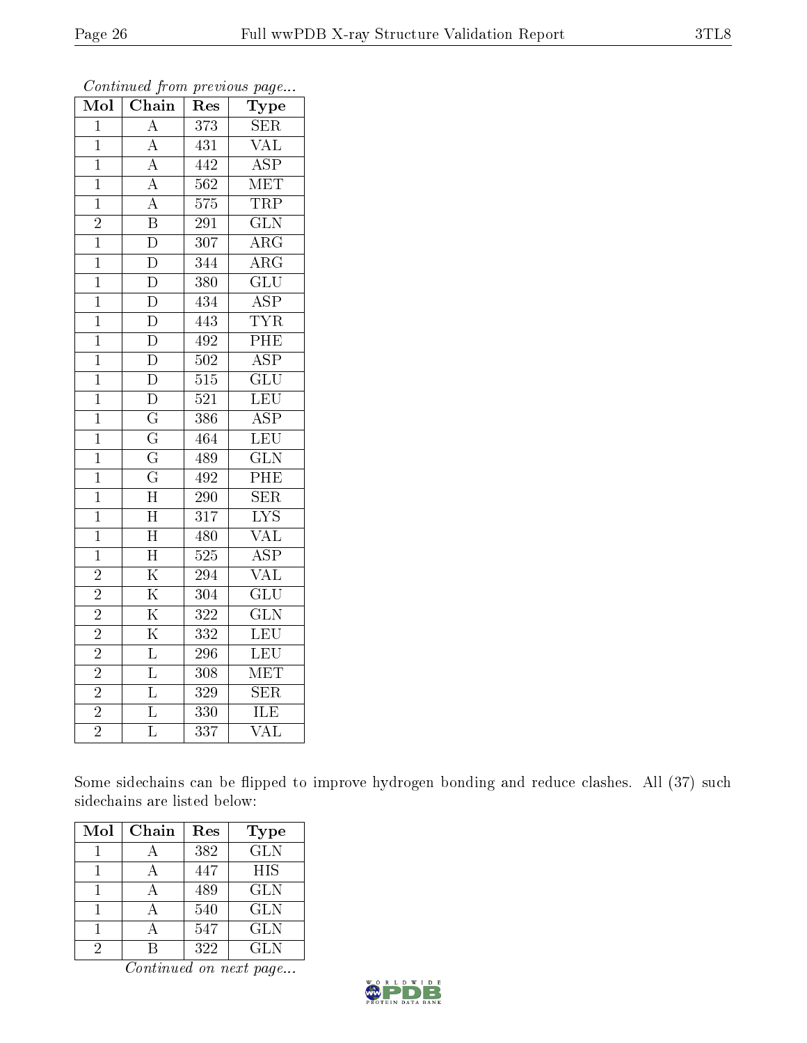*Continued from previous page...*

| Mol | Chain | Res | Type |
|---|---|---|---|
| 1 | A | 373 | SER |
| 1 | A | 431 | VAL |
| 1 | A | 442 | ASP |
| 1 | A | 562 | MET |
| 1 | A | 575 | TRP |
| 2 | B | 291 | GLN |
| 1 | D | 307 | ARG |
| 1 | D | 344 | ARG |
| 1 | D | 380 | GLU |
| 1 | D | 434 | ASP |
| 1 | D | 443 | TYR |
| 1 | D | 492 | PHE |
| 1 | D | 502 | ASP |
| 1 | D | 515 | GLU |
| 1 | D | 521 | LEU |
| 1 | G | 386 | ASP |
| 1 | G | 464 | LEU |
| 1 | G | 489 | GLN |
| 1 | G | 492 | PHE |
| 1 | H | 290 | SER |
| 1 | H | 317 | LYS |
| 1 | H | 480 | VAL |
| 1 | H | 525 | ASP |
| 2 | K | 294 | VAL |
| 2 | K | 304 | GLU |
| 2 | K | 322 | GLN |
| 2 | K | 332 | LEU |
| 2 | L | 296 | LEU |
| 2 | L | 308 | MET |
| 2 | L | 329 | SER |
| 2 | L | 330 | ILE |
| 2 | L | 337 | VAL |

Some sidechains can be flipped to improve hydrogen bonding and reduce clashes. All (37) such sidechains are listed below:

| Mol | Chain | Res | Type |
|---|---|---|---|
| 1 | A | 382 | GLN |
| 1 | A | 447 | HIS |
| 1 | A | 489 | GLN |
| 1 | A | 540 | GLN |
| 1 | A | 547 | GLN |
| 2 | B | 322 | GLN |

*Continued on next page...*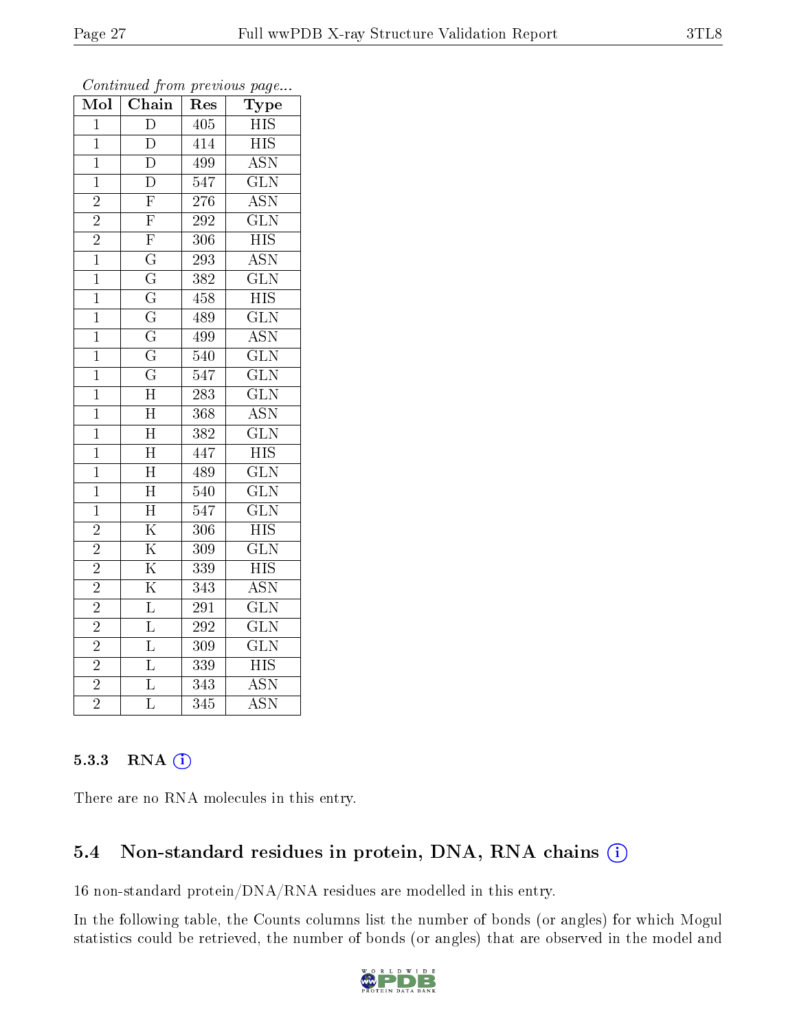*Continued from previous page...*

| Mol | Chain | Res | Type |
|---|---|---|---|
| 1 | D | 405 | HIS |
| 1 | D | 414 | HIS |
| 1 | D | 499 | ASN |
| 1 | D | 547 | GLN |
| 2 | F | 276 | ASN |
| 2 | F | 292 | GLN |
| 2 | F | 306 | HIS |
| 1 | G | 293 | ASN |
| 1 | G | 382 | GLN |
| 1 | G | 458 | HIS |
| 1 | G | 489 | GLN |
| 1 | G | 499 | ASN |
| 1 | G | 540 | GLN |
| 1 | G | 547 | GLN |
| 1 | H | 283 | GLN |
| 1 | H | 368 | ASN |
| 1 | H | 382 | GLN |
| 1 | H | 447 | HIS |
| 1 | H | 489 | GLN |
| 1 | H | 540 | GLN |
| 1 | H | 547 | GLN |
| 2 | K | 306 | HIS |
| 2 | K | 309 | GLN |
| 2 | K | 339 | HIS |
| 2 | K | 343 | ASN |
| 2 | L | 291 | GLN |
| 2 | L | 292 | GLN |
| 2 | L | 309 | GLN |
| 2 | L | 339 | HIS |
| 2 | L | 343 | ASN |
| 2 | L | 345 | ASN |

#### 5.3.3 RNA (i)

There are no RNA molecules in this entry.

### 5.4 Non-standard residues in protein, DNA, RNA chains (i)

16 non-standard protein/DNA/RNA residues are modelled in this entry.

In the following table, the Counts columns list the number of bonds (or angles) for which Mogul statistics could be retrieved, the number of bonds (or angles) that are observed in the model and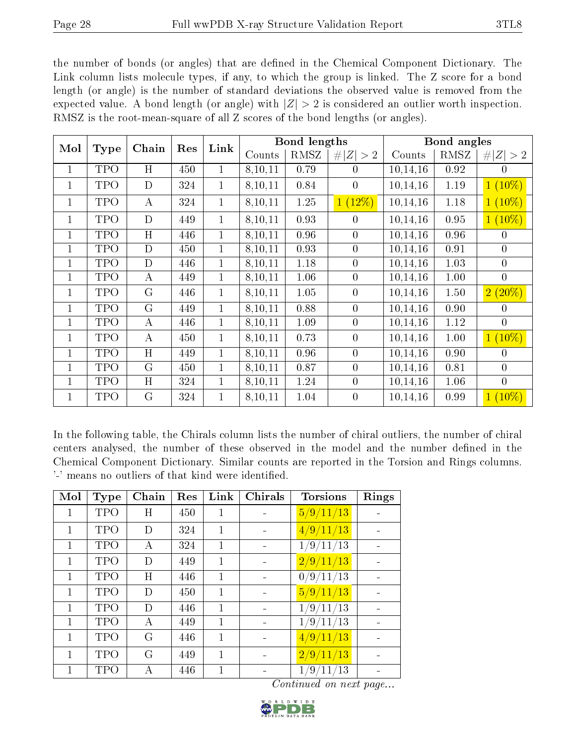the number of bonds (or angles) that are defined in the Chemical Component Dictionary. The Link column lists molecule types, if any, to which the group is linked. The Z score for a bond length (or angle) is the number of standard deviations the observed value is removed from the expected value. A bond length (or angle) with $|Z| > 2$ is considered an outlier worth inspection. RMSZ is the root-mean-square of all Z scores of the bond lengths (or angles).

| Mol | Type | Chain | Res | Link | Bond lengths | | | Bond angles | | |
|---|---|---|---|---|---|---|---|---|---|---|
| | | | | | Counts | RMSZ | $\#\|Z\|>2$ | Counts | RMSZ | $\#\|Z\|>2$ |
| 1 | TPO | H | 450 | 1 | 8,10,11 | 0.79 | 0 | 10,14,16 | 0.92 | 0 |
| 1 | TPO | D | 324 | 1 | 8,10,11 | 0.84 | 0 | 10,14,16 | 1.19 | 1 (10%) |
| 1 | TPO | A | 324 | 1 | 8,10,11 | 1.25 | 1 (12%) | 10,14,16 | 1.18 | 1 (10%) |
| 1 | TPO | D | 449 | 1 | 8,10,11 | 0.93 | 0 | 10,14,16 | 0.95 | 1 (10%) |
| 1 | TPO | H | 446 | 1 | 8,10,11 | 0.96 | 0 | 10,14,16 | 0.96 | 0 |
| 1 | TPO | D | 450 | 1 | 8,10,11 | 0.93 | 0 | 10,14,16 | 0.91 | 0 |
| 1 | TPO | D | 446 | 1 | 8,10,11 | 1.18 | 0 | 10,14,16 | 1.03 | 0 |
| 1 | TPO | A | 449 | 1 | 8,10,11 | 1.06 | 0 | 10,14,16 | 1.00 | 0 |
| 1 | TPO | G | 446 | 1 | 8,10,11 | 1.05 | 0 | 10,14,16 | 1.50 | 2 (20%) |
| 1 | TPO | G | 449 | 1 | 8,10,11 | 0.88 | 0 | 10,14,16 | 0.90 | 0 |
| 1 | TPO | A | 446 | 1 | 8,10,11 | 1.09 | 0 | 10,14,16 | 1.12 | 0 |
| 1 | TPO | A | 450 | 1 | 8,10,11 | 0.73 | 0 | 10,14,16 | 1.00 | 1 (10%) |
| 1 | TPO | H | 449 | 1 | 8,10,11 | 0.96 | 0 | 10,14,16 | 0.90 | 0 |
| 1 | TPO | G | 450 | 1 | 8,10,11 | 0.87 | 0 | 10,14,16 | 0.81 | 0 |
| 1 | TPO | H | 324 | 1 | 8,10,11 | 1.24 | 0 | 10,14,16 | 1.06 | 0 |
| 1 | TPO | G | 324 | 1 | 8,10,11 | 1.04 | 0 | 10,14,16 | 0.99 | 1 (10%) |

In the following table, the Chirals column lists the number of chiral outliers, the number of chiral centers analysed, the number of these observed in the model and the number defined in the Chemical Component Dictionary. Similar counts are reported in the Torsion and Rings columns. '-' means no outliers of that kind were identified.

| Mol | Type | Chain | Res | Link | Chirals | Torsions | Rings |
|---|---|---|---|---|---|---|---|
| 1 | TPO | H | 450 | 1 | - | 5/9/11/13 | - |
| 1 | TPO | D | 324 | 1 | - | 4/9/11/13 | - |
| 1 | TPO | A | 324 | 1 | - | 1/9/11/13 | - |
| 1 | TPO | D | 449 | 1 | - | 2/9/11/13 | - |
| 1 | TPO | H | 446 | 1 | - | 0/9/11/13 | - |
| 1 | TPO | D | 450 | 1 | - | 5/9/11/13 | - |
| 1 | TPO | D | 446 | 1 | - | 1/9/11/13 | - |
| 1 | TPO | A | 449 | 1 | - | 1/9/11/13 | - |
| 1 | TPO | G | 446 | 1 | - | 4/9/11/13 | - |
| 1 | TPO | G | 449 | 1 | - | 2/9/11/13 | - |
| 1 | TPO | A | 446 | 1 | - | 1/9/11/13 | - |

*Continued on next page...*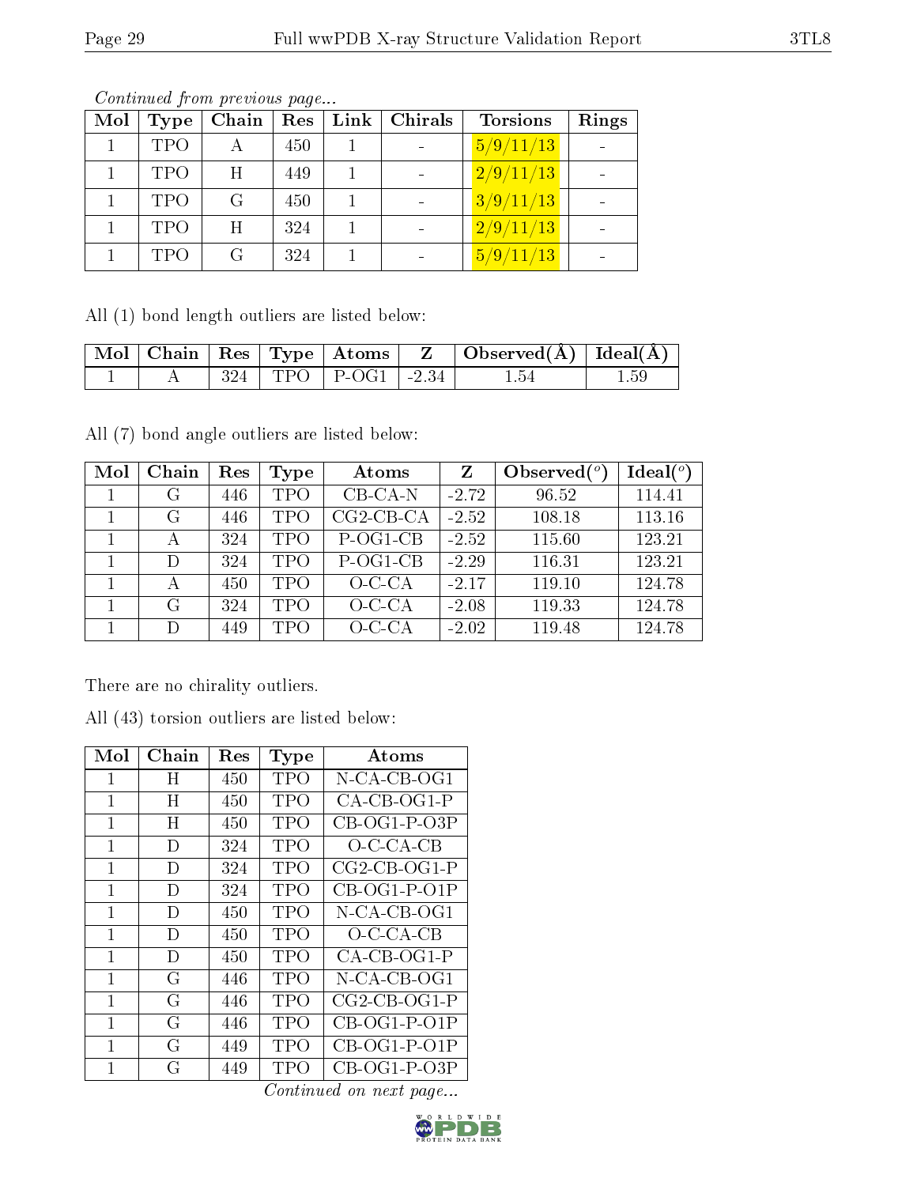*Continued from previous page...*

| Mol | Type | Chain | Res | Link | Chirals | Torsions | Rings |
|---|---|---|---|---|---|---|---|
| 1 | TPO | A | 450 | 1 | - | 5/9/11/13 | - |
| 1 | TPO | H | 449 | 1 | - | 2/9/11/13 | - |
| 1 | TPO | G | 450 | 1 | - | 3/9/11/13 | - |
| 1 | TPO | H | 324 | 1 | - | 2/9/11/13 | - |
| 1 | TPO | G | 324 | 1 | - | 5/9/11/13 | - |

All (1) bond length outliers are listed below:

| Mol | Chain | Res | Type | Atoms | Z | Observed(Å) | Ideal(Å) |
|---|---|---|---|---|---|---|---|
| 1 | A | 324 | TPO | P-OG1 | -2.34 | 1.54 | 1.59 |

All (7) bond angle outliers are listed below:

| Mol | Chain | Res | Type | Atoms | Z | Observed(°) | Ideal(°) |
|---|---|---|---|---|---|---|---|
| 1 | G | 446 | TPO | CB-CA-N | -2.72 | 96.52 | 114.41 |
| 1 | G | 446 | TPO | CG2-CB-CA | -2.52 | 108.18 | 113.16 |
| 1 | A | 324 | TPO | P-OG1-CB | -2.52 | 115.60 | 123.21 |
| 1 | D | 324 | TPO | P-OG1-CB | -2.29 | 116.31 | 123.21 |
| 1 | A | 450 | TPO | O-C-CA | -2.17 | 119.10 | 124.78 |
| 1 | G | 324 | TPO | O-C-CA | -2.08 | 119.33 | 124.78 |
| 1 | D | 449 | TPO | O-C-CA | -2.02 | 119.48 | 124.78 |

There are no chirality outliers.

All (43) torsion outliers are listed below:

| Mol | Chain | Res | Type | Atoms |
|---|---|---|---|---|
| 1 | H | 450 | TPO | N-CA-CB-OG1 |
| 1 | H | 450 | TPO | CA-CB-OG1-P |
| 1 | H | 450 | TPO | CB-OG1-P-O3P |
| 1 | D | 324 | TPO | O-C-CA-CB |
| 1 | D | 324 | TPO | CG2-CB-OG1-P |
| 1 | D | 324 | TPO | CB-OG1-P-O1P |
| 1 | D | 450 | TPO | N-CA-CB-OG1 |
| 1 | D | 450 | TPO | O-C-CA-CB |
| 1 | D | 450 | TPO | CA-CB-OG1-P |
| 1 | G | 446 | TPO | N-CA-CB-OG1 |
| 1 | G | 446 | TPO | CG2-CB-OG1-P |
| 1 | G | 446 | TPO | CB-OG1-P-O1P |
| 1 | G | 449 | TPO | CB-OG1-P-O1P |
| 1 | G | 449 | TPO | CB-OG1-P-O3P |

*Continued on next page...*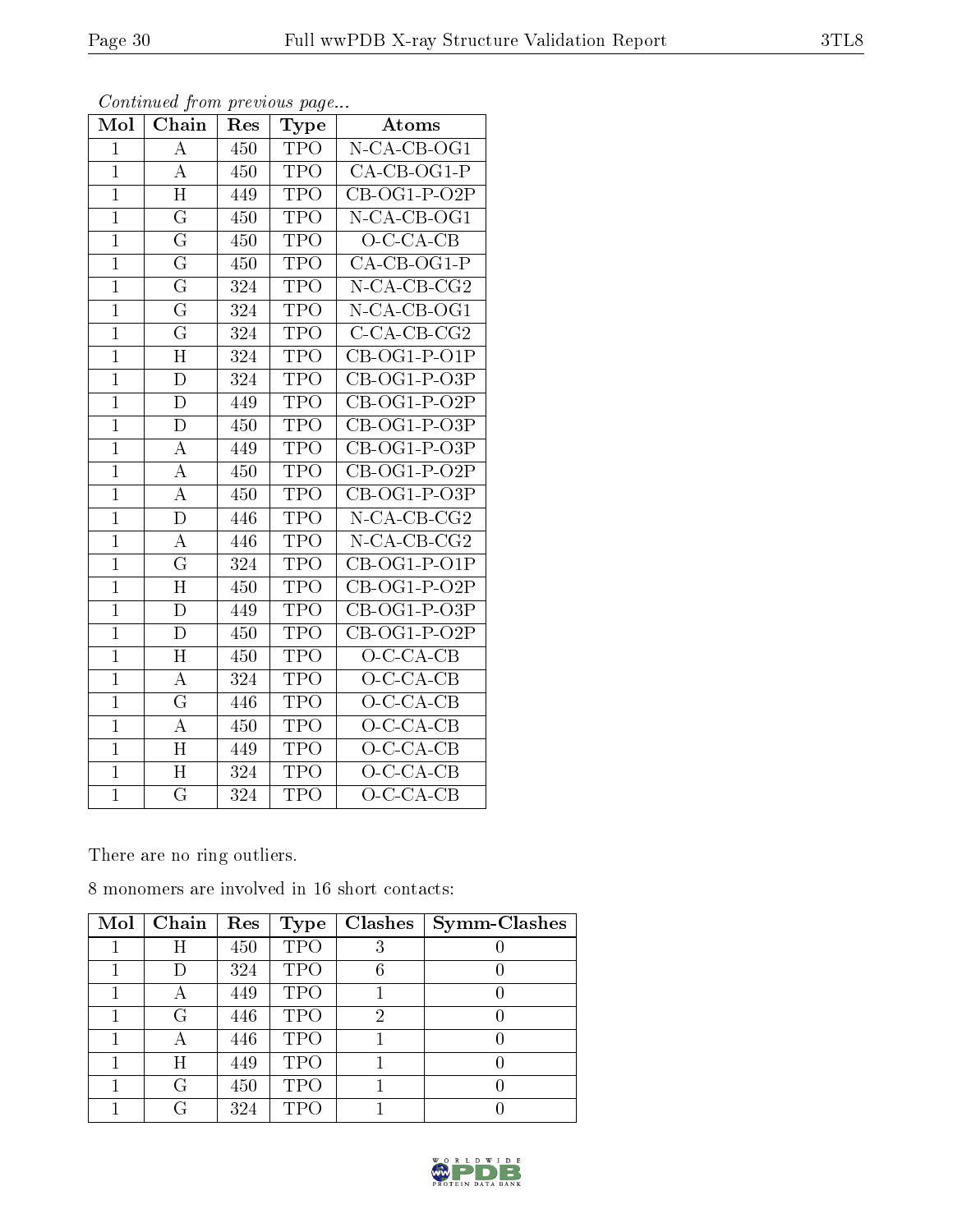*Continued from previous page...*

| Mol | Chain | Res | Type | Atoms |
|---|---|---|---|---|
| 1 | A | 450 | TPO | N-CA-CB-OG1 |
| 1 | A | 450 | TPO | CA-CB-OG1-P |
| 1 | H | 449 | TPO | CB-OG1-P-O2P |
| 1 | G | 450 | TPO | N-CA-CB-OG1 |
| 1 | G | 450 | TPO | O-C-CA-CB |
| 1 | G | 450 | TPO | CA-CB-OG1-P |
| 1 | G | 324 | TPO | N-CA-CB-CG2 |
| 1 | G | 324 | TPO | N-CA-CB-OG1 |
| 1 | G | 324 | TPO | C-CA-CB-CG2 |
| 1 | H | 324 | TPO | CB-OG1-P-O1P |
| 1 | D | 324 | TPO | CB-OG1-P-O3P |
| 1 | D | 449 | TPO | CB-OG1-P-O2P |
| 1 | D | 450 | TPO | CB-OG1-P-O3P |
| 1 | A | 449 | TPO | CB-OG1-P-O3P |
| 1 | A | 450 | TPO | CB-OG1-P-O2P |
| 1 | A | 450 | TPO | CB-OG1-P-O3P |
| 1 | D | 446 | TPO | N-CA-CB-CG2 |
| 1 | A | 446 | TPO | N-CA-CB-CG2 |
| 1 | G | 324 | TPO | CB-OG1-P-O1P |
| 1 | H | 450 | TPO | CB-OG1-P-O2P |
| 1 | D | 449 | TPO | CB-OG1-P-O3P |
| 1 | D | 450 | TPO | CB-OG1-P-O2P |
| 1 | H | 450 | TPO | O-C-CA-CB |
| 1 | A | 324 | TPO | O-C-CA-CB |
| 1 | G | 446 | TPO | O-C-CA-CB |
| 1 | A | 450 | TPO | O-C-CA-CB |
| 1 | H | 449 | TPO | O-C-CA-CB |
| 1 | H | 324 | TPO | O-C-CA-CB |
| 1 | G | 324 | TPO | O-C-CA-CB |

There are no ring outliers.

8 monomers are involved in 16 short contacts:

| Mol | Chain | Res | Type | Clashes | Symm-Clashes |
|---|---|---|---|---|---|
| 1 | H | 450 | TPO | 3 | 0 |
| 1 | D | 324 | TPO | 6 | 0 |
| 1 | A | 449 | TPO | 1 | 0 |
| 1 | G | 446 | TPO | 2 | 0 |
| 1 | A | 446 | TPO | 1 | 0 |
| 1 | H | 449 | TPO | 1 | 0 |
| 1 | G | 450 | TPO | 1 | 0 |
| 1 | G | 324 | TPO | 1 | 0 |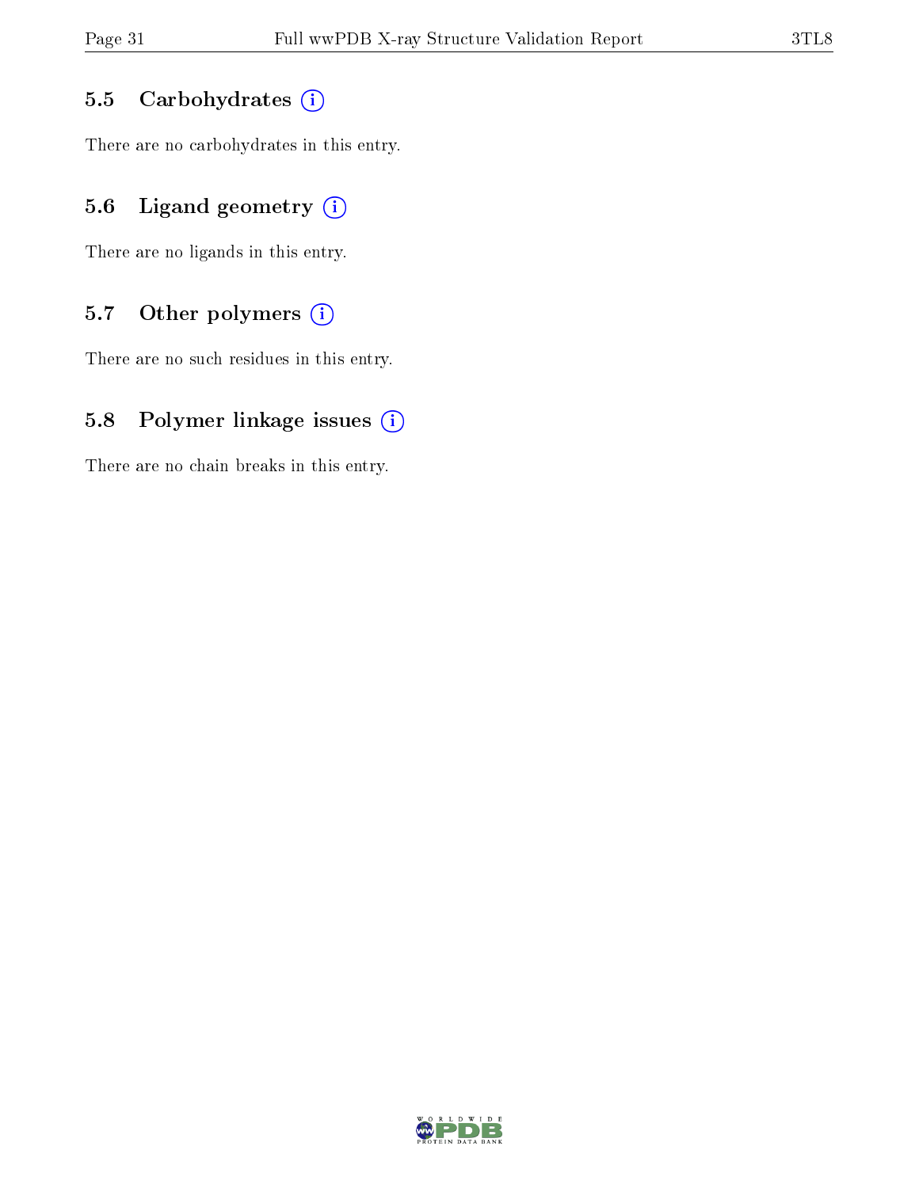### 5.5 Carbohydrates

There are no carbohydrates in this entry.

### 5.6 Ligand geometry

There are no ligands in this entry.

### 5.7 Other polymers

There are no such residues in this entry.

### 5.8 Polymer linkage issues

There are no chain breaks in this entry.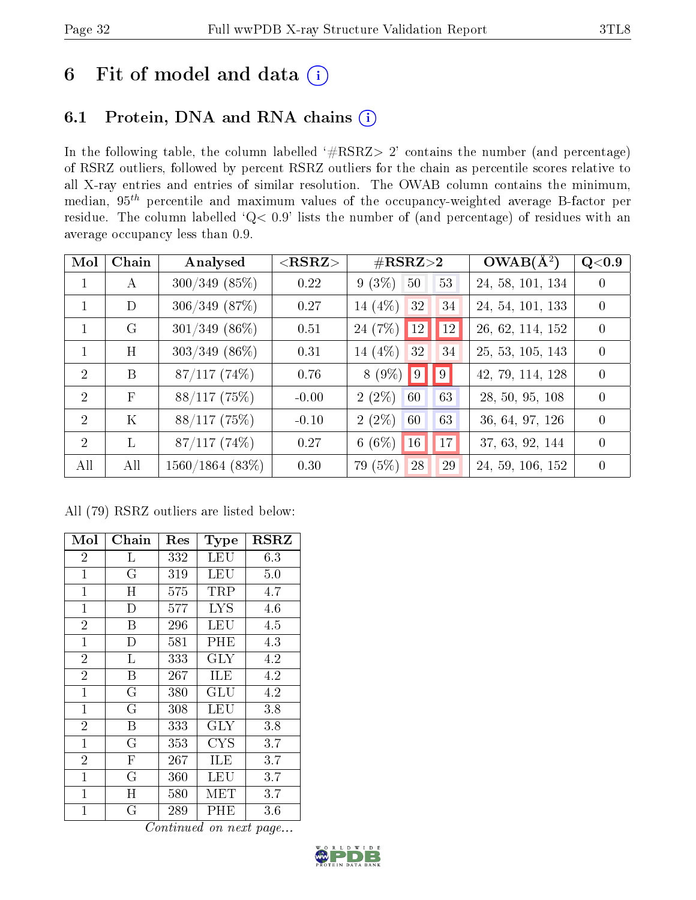# 6 Fit of model and data (i)

## 6.1 Protein, DNA and RNA chains (i)

In the following table, the column labelled '#RSRZ> 2' contains the number (and percentage) of RSRZ outliers, followed by percent RSRZ outliers for the chain as percentile scores relative to all X-ray entries and entries of similar resolution. The OWAB column contains the minimum, median, $95^{th}$ percentile and maximum values of the occupancy-weighted average B-factor per residue. The column labelled 'Q< 0.9' lists the number of (and percentage) of residues with an average occupancy less than 0.9.

| Mol | Chain | Analysed | <RSRZ> | #RSRZ>2 | | | OWAB(Å$^2$) | Q<0.9 |
|---|---|---|---|---|---|---|---|---|
| 1 | A | 300/349 (85%) | 0.22 | 9 (3%) | 50 | 53 | 24, 58, 101, 134 | 0 |
| 1 | D | 306/349 (87%) | 0.27 | 14 (4%) | 32 | 34 | 24, 54, 101, 133 | 0 |
| 1 | G | 301/349 (86%) | 0.51 | 24 (7%) | 12 | 12 | 26, 62, 114, 152 | 0 |
| 1 | H | 303/349 (86%) | 0.31 | 14 (4%) | 32 | 34 | 25, 53, 105, 143 | 0 |
| 2 | B | 87/117 (74%) | 0.76 | 8 (9%) | 9 | 9 | 42, 79, 114, 128 | 0 |
| 2 | F | 88/117 (75%) | -0.00 | 2 (2%) | 60 | 63 | 28, 50, 95, 108 | 0 |
| 2 | K | 88/117 (75%) | -0.10 | 2 (2%) | 60 | 63 | 36, 64, 97, 126 | 0 |
| 2 | L | 87/117 (74%) | 0.27 | 6 (6%) | 16 | 17 | 37, 63, 92, 144 | 0 |
| All | All | 1560/1864 (83%) | 0.30 | 79 (5%) | 28 | 29 | 24, 59, 106, 152 | 0 |

All (79) RSRZ outliers are listed below:

| Mol | Chain | Res | Type | RSRZ |
|---|---|---|---|---|
| 2 | L | 332 | LEU | 6.3 |
| 1 | G | 319 | LEU | 5.0 |
| 1 | H | 575 | TRP | 4.7 |
| 1 | D | 577 | LYS | 4.6 |
| 2 | B | 296 | LEU | 4.5 |
| 1 | D | 581 | PHE | 4.3 |
| 2 | L | 333 | GLY | 4.2 |
| 2 | B | 267 | ILE | 4.2 |
| 1 | G | 380 | GLU | 4.2 |
| 1 | G | 308 | LEU | 3.8 |
| 2 | B | 333 | GLY | 3.8 |
| 1 | G | 353 | CYS | 3.7 |
| 2 | F | 267 | ILE | 3.7 |
| 1 | G | 360 | LEU | 3.7 |
| 1 | H | 580 | MET | 3.7 |
| 1 | G | 289 | PHE | 3.6 |

*Continued on next page...*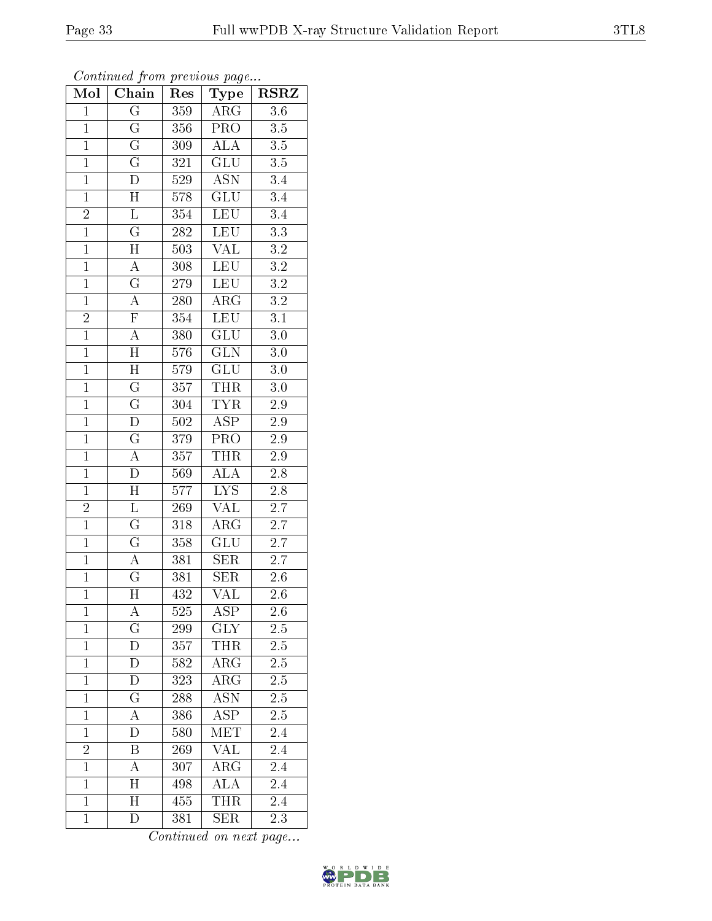*Continued from previous page...*

| Mol | Chain | Res | Type | RSRZ |
|---|---|---|---|---|
| 1 | G | 359 | ARG | 3.6 |
| 1 | G | 356 | PRO | 3.5 |
| 1 | G | 309 | ALA | 3.5 |
| 1 | G | 321 | GLU | 3.5 |
| 1 | D | 529 | ASN | 3.4 |
| 1 | H | 578 | GLU | 3.4 |
| 2 | L | 354 | LEU | 3.4 |
| 1 | G | 282 | LEU | 3.3 |
| 1 | H | 503 | VAL | 3.2 |
| 1 | A | 308 | LEU | 3.2 |
| 1 | G | 279 | LEU | 3.2 |
| 1 | A | 280 | ARG | 3.2 |
| 2 | F | 354 | LEU | 3.1 |
| 1 | A | 380 | GLU | 3.0 |
| 1 | H | 576 | GLN | 3.0 |
| 1 | H | 579 | GLU | 3.0 |
| 1 | G | 357 | THR | 3.0 |
| 1 | G | 304 | TYR | 2.9 |
| 1 | D | 502 | ASP | 2.9 |
| 1 | G | 379 | PRO | 2.9 |
| 1 | A | 357 | THR | 2.9 |
| 1 | D | 569 | ALA | 2.8 |
| 1 | H | 577 | LYS | 2.8 |
| 2 | L | 269 | VAL | 2.7 |
| 1 | G | 318 | ARG | 2.7 |
| 1 | G | 358 | GLU | 2.7 |
| 1 | A | 381 | SER | 2.7 |
| 1 | G | 381 | SER | 2.6 |
| 1 | H | 432 | VAL | 2.6 |
| 1 | A | 525 | ASP | 2.6 |
| 1 | G | 299 | GLY | 2.5 |
| 1 | D | 357 | THR | 2.5 |
| 1 | D | 582 | ARG | 2.5 |
| 1 | D | 323 | ARG | 2.5 |
| 1 | G | 288 | ASN | 2.5 |
| 1 | A | 386 | ASP | 2.5 |
| 1 | D | 580 | MET | 2.4 |
| 2 | B | 269 | VAL | 2.4 |
| 1 | A | 307 | ARG | 2.4 |
| 1 | H | 498 | ALA | 2.4 |
| 1 | H | 455 | THR | 2.4 |
| 1 | D | 381 | SER | 2.3 |

*Continued on next page...*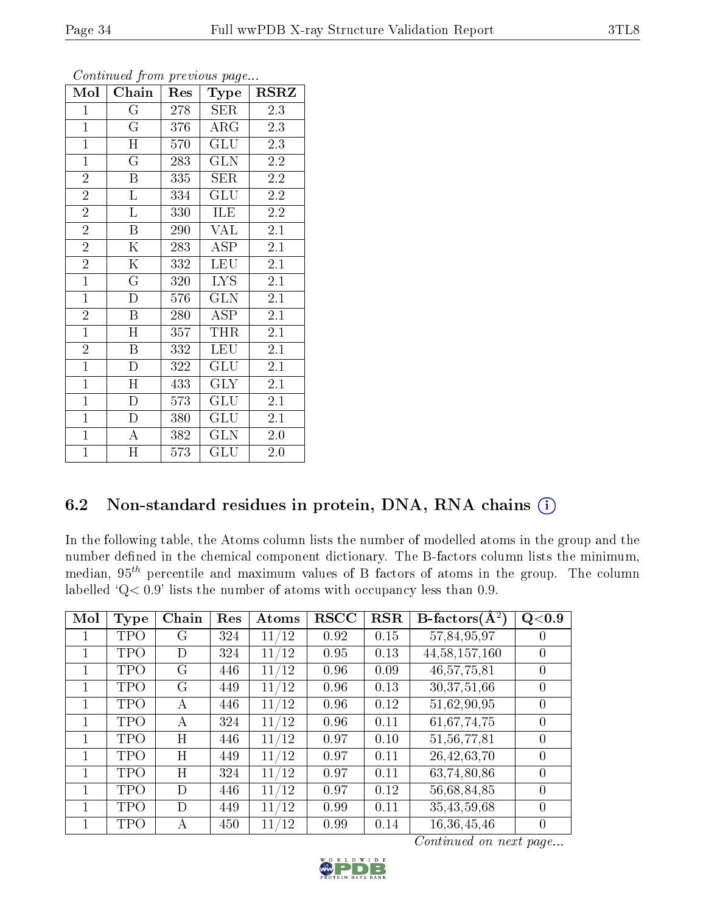*Continued from previous page...*

| Mol | Chain | Res | Type | RSRZ |
|---|---|---|---|---|
| 1 | G | 278 | SER | 2.3 |
| 1 | G | 376 | ARG | 2.3 |
| 1 | H | 570 | GLU | 2.3 |
| 1 | G | 283 | GLN | 2.2 |
| 2 | B | 335 | SER | 2.2 |
| 2 | L | 334 | GLU | 2.2 |
| 2 | L | 330 | ILE | 2.2 |
| 2 | B | 290 | VAL | 2.1 |
| 2 | K | 283 | ASP | 2.1 |
| 2 | K | 332 | LEU | 2.1 |
| 1 | G | 320 | LYS | 2.1 |
| 1 | D | 576 | GLN | 2.1 |
| 2 | B | 280 | ASP | 2.1 |
| 1 | H | 357 | THR | 2.1 |
| 2 | B | 332 | LEU | 2.1 |
| 1 | D | 322 | GLU | 2.1 |
| 1 | H | 433 | GLY | 2.1 |
| 1 | D | 573 | GLU | 2.1 |
| 1 | D | 380 | GLU | 2.1 |
| 1 | A | 382 | GLN | 2.0 |
| 1 | H | 573 | GLU | 2.0 |

## 6.2 Non-standard residues in protein, DNA, RNA chains

In the following table, the Atoms column lists the number of modelled atoms in the group and the number defined in the chemical component dictionary. The B-factors column lists the minimum, median, $95^{th}$ percentile and maximum values of B factors of atoms in the group. The column labelled 'Q< 0.9' lists the number of atoms with occupancy less than 0.9.

| Mol | Type | Chain | Res | Atoms | RSCC | RSR | B-factors($Å^2$) | Q<0.9 |
|---|---|---|---|---|---|---|---|---|
| 1 | TPO | G | 324 | 11/12 | 0.92 | 0.15 | 57,84,95,97 | 0 |
| 1 | TPO | D | 324 | 11/12 | 0.95 | 0.13 | 44,58,157,160 | 0 |
| 1 | TPO | G | 446 | 11/12 | 0.96 | 0.09 | 46,57,75,81 | 0 |
| 1 | TPO | G | 449 | 11/12 | 0.96 | 0.13 | 30,37,51,66 | 0 |
| 1 | TPO | A | 446 | 11/12 | 0.96 | 0.12 | 51,62,90,95 | 0 |
| 1 | TPO | A | 324 | 11/12 | 0.96 | 0.11 | 61,67,74,75 | 0 |
| 1 | TPO | H | 446 | 11/12 | 0.97 | 0.10 | 51,56,77,81 | 0 |
| 1 | TPO | H | 449 | 11/12 | 0.97 | 0.11 | 26,42,63,70 | 0 |
| 1 | TPO | H | 324 | 11/12 | 0.97 | 0.11 | 63,74,80,86 | 0 |
| 1 | TPO | D | 446 | 11/12 | 0.97 | 0.12 | 56,68,84,85 | 0 |
| 1 | TPO | D | 449 | 11/12 | 0.99 | 0.11 | 35,43,59,68 | 0 |
| 1 | TPO | A | 450 | 11/12 | 0.99 | 0.14 | 16,36,45,46 | 0 |

*Continued on next page...*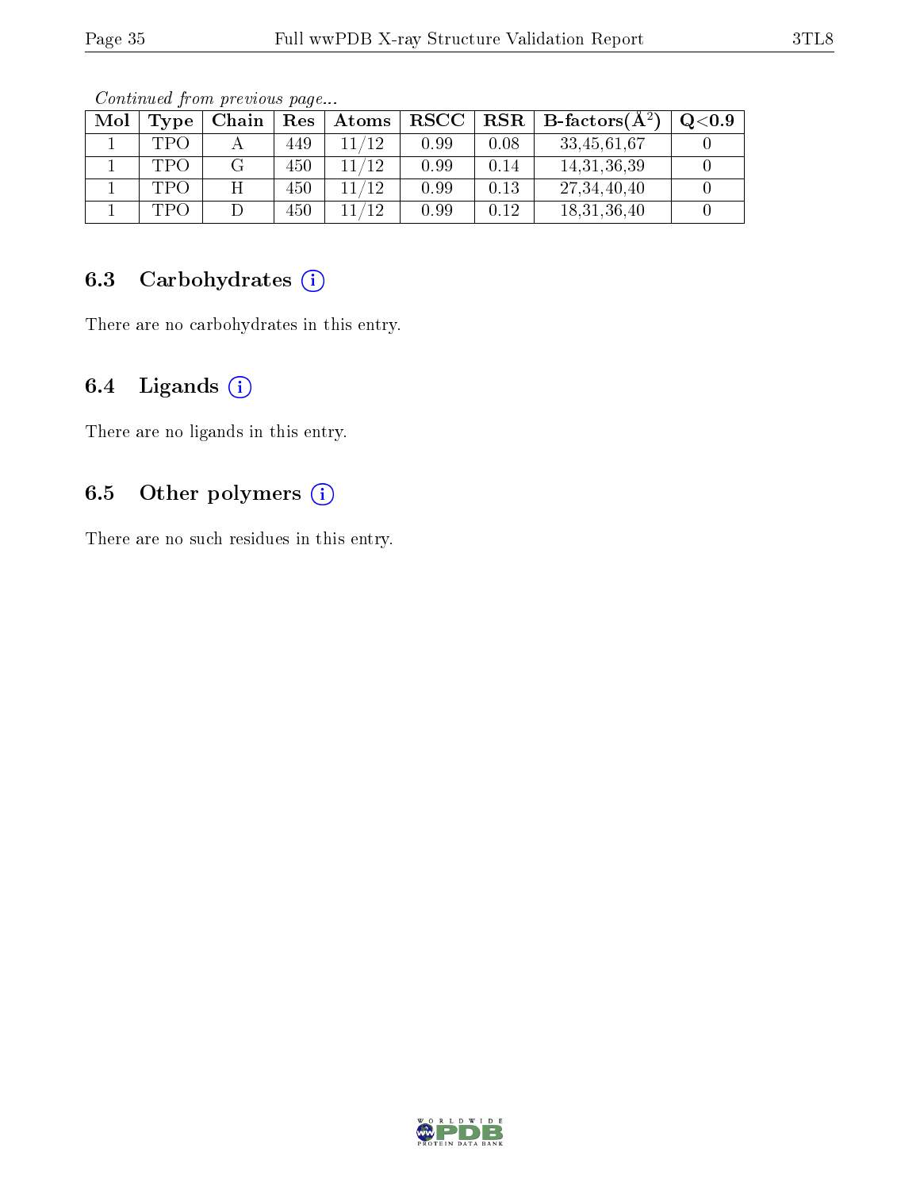*Continued from previous page...*

| Mol | Type | Chain | Res | Atoms | RSCC | RSR | B-factors($Å^2$) | Q<0.9 |
|---|---|---|---|---|---|---|---|---|
| 1 | TPO | A | 449 | 11/12 | 0.99 | 0.08 | 33,45,61,67 | 0 |
| 1 | TPO | G | 450 | 11/12 | 0.99 | 0.14 | 14,31,36,39 | 0 |
| 1 | TPO | H | 450 | 11/12 | 0.99 | 0.13 | 27,34,40,40 | 0 |
| 1 | TPO | D | 450 | 11/12 | 0.99 | 0.12 | 18,31,36,40 | 0 |

### 6.3 Carbohydrates

There are no carbohydrates in this entry.

### 6.4 Ligands

There are no ligands in this entry.

### 6.5 Other polymers

There are no such residues in this entry.